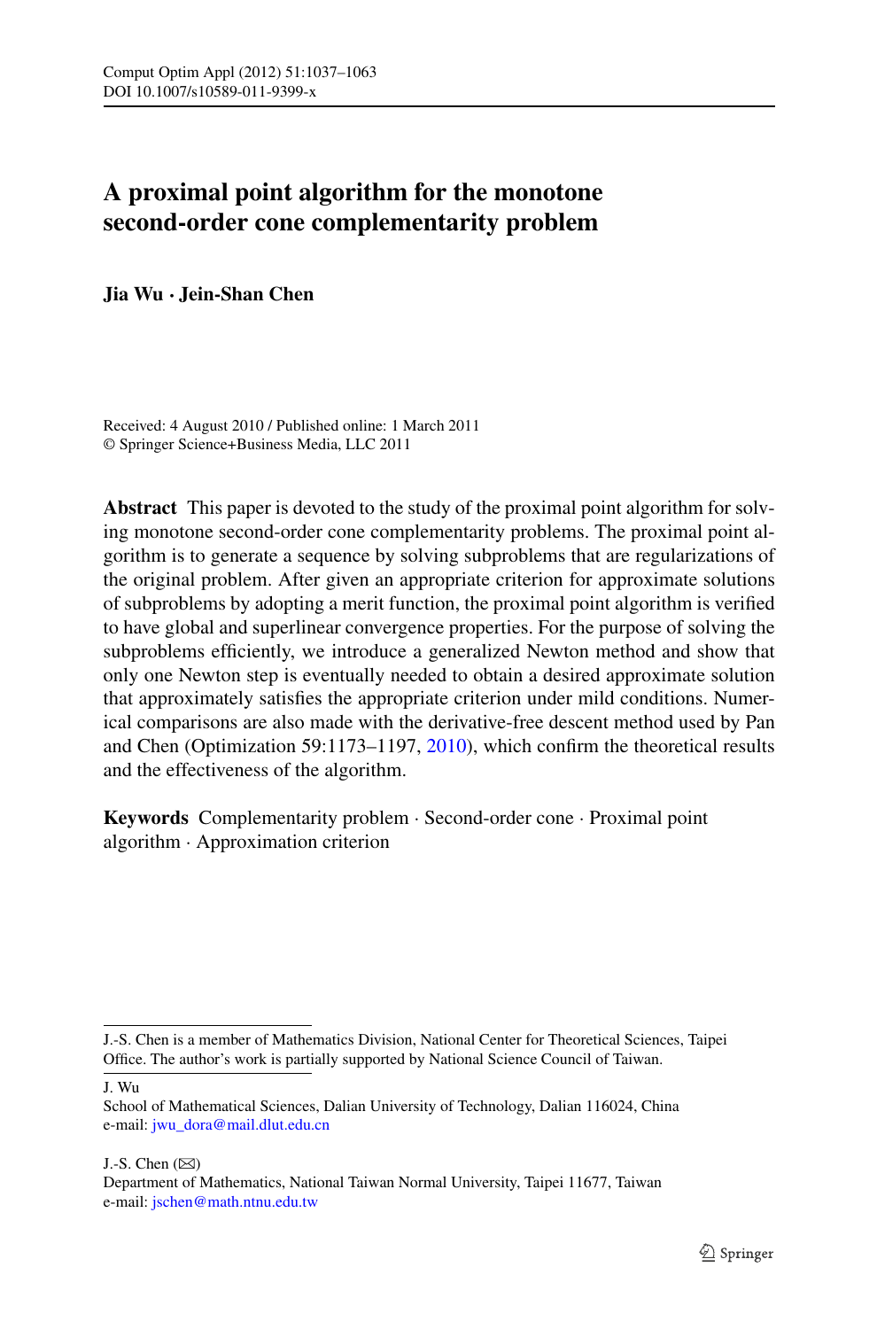# A proximal point algorithm for the monotone second-order cone complementarity problem

**Jia Wu · Jein-Shan Chen**

Received: 4 August 2010 / Published online: 1 March 2011
© Springer Science+Business Media, LLC 2011

**Abstract** This paper is devoted to the study of the proximal point algorithm for solving monotone second-order cone complementarity problems. The proximal point algorithm is to generate a sequence by solving subproblems that are regularizations of the original problem. After given an appropriate criterion for approximate solutions of subproblems by adopting a merit function, the proximal point algorithm is verified to have global and superlinear convergence properties. For the purpose of solving the subproblems efficiently, we introduce a generalized Newton method and show that only one Newton step is eventually needed to obtain a desired approximate solution that approximately satisfies the appropriate criterion under mild conditions. Numerical comparisons are also made with the derivative-free descent method used by Pan and Chen (Optimization 59:1173–1197, 2010), which confirm the theoretical results and the effectiveness of the algorithm.

**Keywords** Complementarity problem · Second-order cone · Proximal point algorithm · Approximation criterion

---

J.-S. Chen is a member of Mathematics Division, National Center for Theoretical Sciences, Taipei Office. The author's work is partially supported by National Science Council of Taiwan.

J. Wu
School of Mathematical Sciences, Dalian University of Technology, Dalian 116024, China
e-mail: jwu_dora@mail.dlut.edu.cn

J.-S. Chen (✉)
Department of Mathematics, National Taiwan Normal University, Taipei 11677, Taiwan
e-mail: jschen@math.ntnu.edu.tw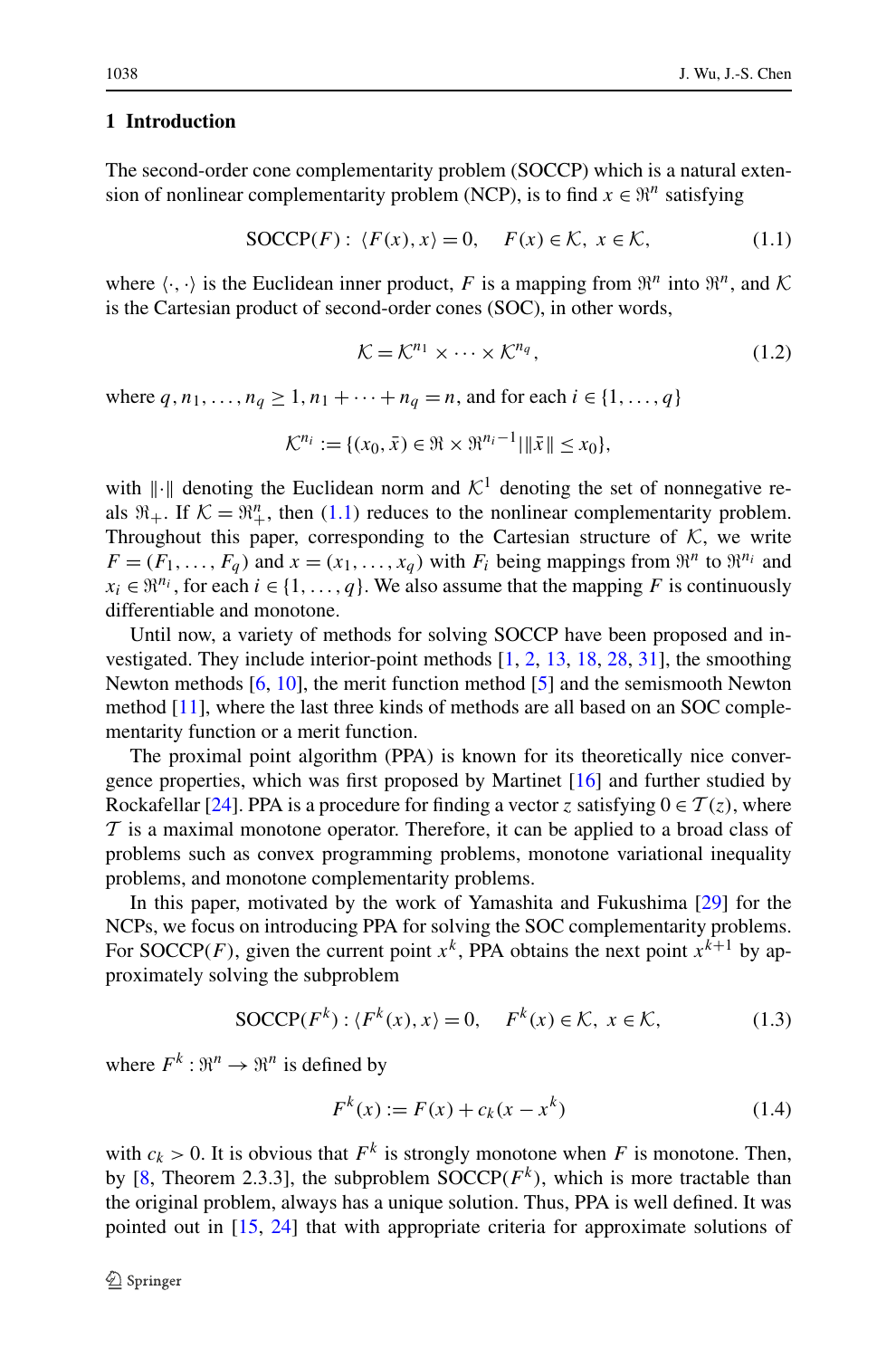## 1 Introduction

The second-order cone complementarity problem (SOCCP) which is a natural extension of nonlinear complementarity problem (NCP), is to find $x \in \Re^n$ satisfying

$$\text{SOCCP}(F): \ \langle F(x), x\rangle = 0, \quad F(x) \in \mathcal{K}, \ x \in \mathcal{K}, \tag{1.1}$$

where $\langle \cdot, \cdot \rangle$ is the Euclidean inner product, $F$ is a mapping from $\Re^n$ into $\Re^n$, and $\mathcal{K}$ is the Cartesian product of second-order cones (SOC), in other words,

$$\mathcal{K} = \mathcal{K}^{n_1} \times \cdots \times \mathcal{K}^{n_q}, \tag{1.2}$$

where $q, n_1, \ldots, n_q \geq 1, n_1 + \cdots + n_q = n$, and for each $i \in \{1, \ldots, q\}$

$$\mathcal{K}^{n_i} := \{(x_0, \bar{x}) \in \Re \times \Re^{n_i - 1} | \|\bar{x}\| \leq x_0\},$$

with $\|\cdot\|$ denoting the Euclidean norm and $\mathcal{K}^1$ denoting the set of nonnegative reals $\Re_+$. If $\mathcal{K} = \Re^n_+$, then (1.1) reduces to the nonlinear complementarity problem. Throughout this paper, corresponding to the Cartesian structure of $\mathcal{K}$, we write $F = (F_1, \ldots, F_q)$ and $x = (x_1, \ldots, x_q)$ with $F_i$ being mappings from $\Re^n$ to $\Re^{n_i}$ and $x_i \in \Re^{n_i}$, for each $i \in \{1, \ldots, q\}$. We also assume that the mapping $F$ is continuously differentiable and monotone.

Until now, a variety of methods for solving SOCCP have been proposed and investigated. They include interior-point methods [1, 2, 13, 18, 28, 31], the smoothing Newton methods [6, 10], the merit function method [5] and the semismooth Newton method [11], where the last three kinds of methods are all based on an SOC complementarity function or a merit function.

The proximal point algorithm (PPA) is known for its theoretically nice convergence properties, which was first proposed by Martinet [16] and further studied by Rockafellar [24]. PPA is a procedure for finding a vector $z$ satisfying $0 \in \mathcal{T}(z)$, where $\mathcal{T}$ is a maximal monotone operator. Therefore, it can be applied to a broad class of problems such as convex programming problems, monotone variational inequality problems, and monotone complementarity problems.

In this paper, motivated by the work of Yamashita and Fukushima [29] for the NCPs, we focus on introducing PPA for solving the SOC complementarity problems. For SOCCP($F$), given the current point $x^k$, PPA obtains the next point $x^{k+1}$ by approximately solving the subproblem

$$\text{SOCCP}(F^k): \langle F^k(x), x\rangle = 0, \quad F^k(x) \in \mathcal{K}, \ x \in \mathcal{K}, \tag{1.3}$$

where $F^k : \Re^n \to \Re^n$ is defined by

$$F^k(x) := F(x) + c_k(x - x^k) \tag{1.4}$$

with $c_k > 0$. It is obvious that $F^k$ is strongly monotone when $F$ is monotone. Then, by [8, Theorem 2.3.3], the subproblem SOCCP($F^k$), which is more tractable than the original problem, always has a unique solution. Thus, PPA is well defined. It was pointed out in [15, 24] that with appropriate criteria for approximate solutions of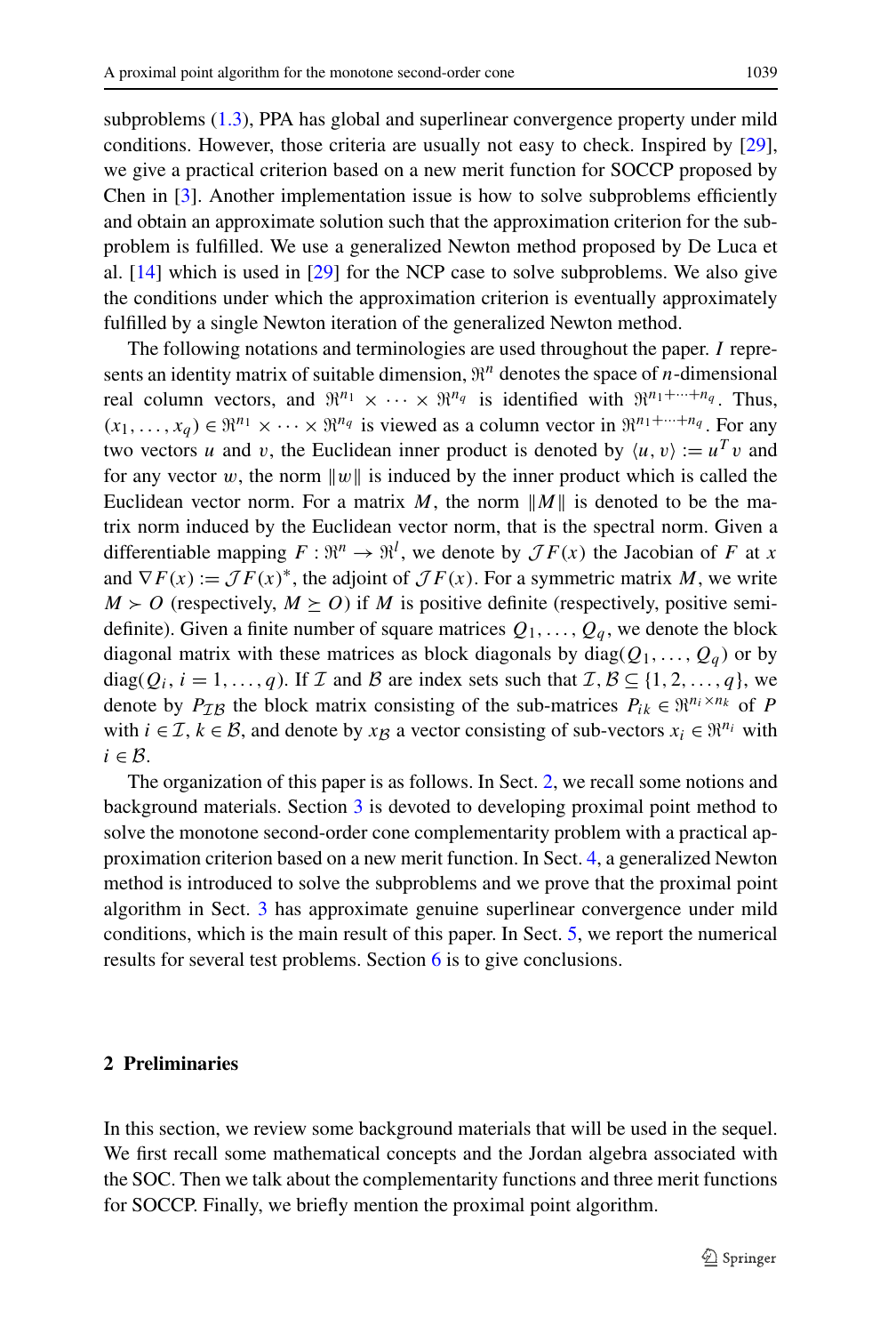subproblems (1.3), PPA has global and superlinear convergence property under mild conditions. However, those criteria are usually not easy to check. Inspired by [29], we give a practical criterion based on a new merit function for SOCCP proposed by Chen in [3]. Another implementation issue is how to solve subproblems efficiently and obtain an approximate solution such that the approximation criterion for the subproblem is fulfilled. We use a generalized Newton method proposed by De Luca et al. [14] which is used in [29] for the NCP case to solve subproblems. We also give the conditions under which the approximation criterion is eventually approximately fulfilled by a single Newton iteration of the generalized Newton method.

The following notations and terminologies are used throughout the paper. $I$ represents an identity matrix of suitable dimension, $\Re^n$ denotes the space of $n$-dimensional real column vectors, and $\Re^{n_1} \times \cdots \times \Re^{n_q}$ is identified with $\Re^{n_1+\cdots+n_q}$. Thus, $(x_1, \ldots, x_q) \in \Re^{n_1} \times \cdots \times \Re^{n_q}$ is viewed as a column vector in $\Re^{n_1+\cdots+n_q}$. For any two vectors $u$ and $v$, the Euclidean inner product is denoted by $\langle u, v\rangle := u^T v$ and for any vector $w$, the norm $\|w\|$ is induced by the inner product which is called the Euclidean vector norm. For a matrix $M$, the norm $\|M\|$ is denoted to be the matrix norm induced by the Euclidean vector norm, that is the spectral norm. Given a differentiable mapping $F : \Re^n \to \Re^l$, we denote by $\mathcal{J}F(x)$ the Jacobian of $F$ at $x$ and $\nabla F(x) := \mathcal{J}F(x)^*$, the adjoint of $\mathcal{J}F(x)$. For a symmetric matrix $M$, we write $M \succ O$ (respectively, $M \succeq O$) if $M$ is positive definite (respectively, positive semidefinite). Given a finite number of square matrices $Q_1, \ldots, Q_q$, we denote the block diagonal matrix with these matrices as block diagonals by $\mathrm{diag}(Q_1, \ldots, Q_q)$ or by $\mathrm{diag}(Q_i, i = 1, \ldots, q)$. If $\mathcal{I}$ and $\mathcal{B}$ are index sets such that $\mathcal{I}, \mathcal{B} \subseteq \{1, 2, \ldots, q\}$, we denote by $P_{\mathcal{I}\mathcal{B}}$ the block matrix consisting of the sub-matrices $P_{ik} \in \Re^{n_i \times n_k}$ of $P$ with $i \in \mathcal{I}$, $k \in \mathcal{B}$, and denote by $x_{\mathcal{B}}$ a vector consisting of sub-vectors $x_i \in \Re^{n_i}$ with $i \in \mathcal{B}$.

The organization of this paper is as follows. In Sect. 2, we recall some notions and background materials. Section 3 is devoted to developing proximal point method to solve the monotone second-order cone complementarity problem with a practical approximation criterion based on a new merit function. In Sect. 4, a generalized Newton method is introduced to solve the subproblems and we prove that the proximal point algorithm in Sect. 3 has approximate genuine superlinear convergence under mild conditions, which is the main result of this paper. In Sect. 5, we report the numerical results for several test problems. Section 6 is to give conclusions.

## 2 Preliminaries

In this section, we review some background materials that will be used in the sequel. We first recall some mathematical concepts and the Jordan algebra associated with the SOC. Then we talk about the complementarity functions and three merit functions for SOCCP. Finally, we briefly mention the proximal point algorithm.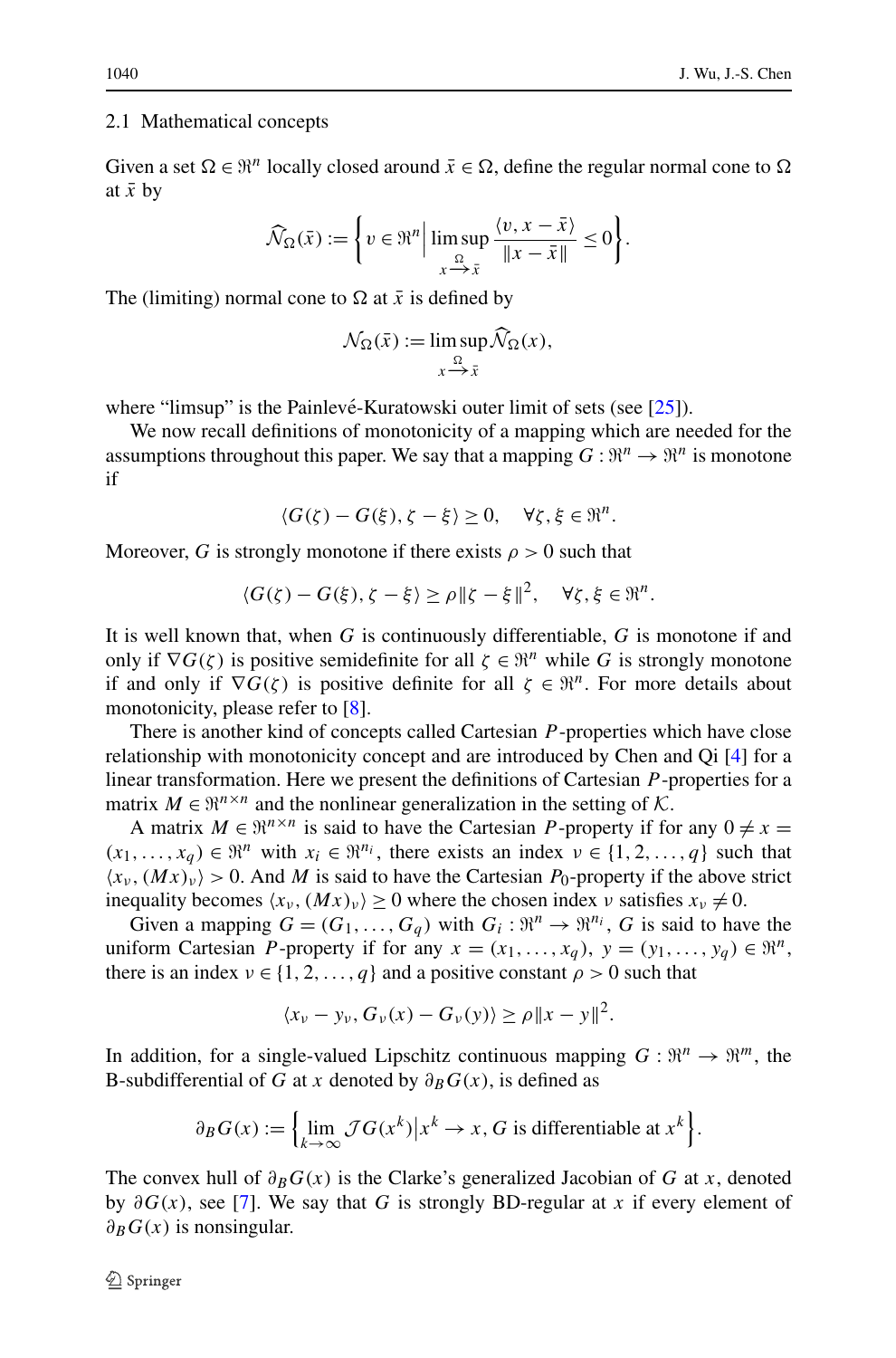### 2.1 Mathematical concepts

Given a set $\Omega \in \Re^n$ locally closed around $\bar{x} \in \Omega$, define the regular normal cone to $\Omega$ at $\bar{x}$ by

$$\widehat{\mathcal{N}}_\Omega(\bar{x}) := \left\{ v \in \Re^n \,\middle|\, \limsup_{x \xrightarrow{\Omega} \bar{x}} \frac{\langle v, x - \bar{x} \rangle}{\|x - \bar{x}\|} \leq 0 \right\}.$$

The (limiting) normal cone to $\Omega$ at $\bar{x}$ is defined by

$$\mathcal{N}_\Omega(\bar{x}) := \limsup_{x \xrightarrow{\Omega} \bar{x}} \widehat{\mathcal{N}}_\Omega(x),$$

where "limsup" is the Painlevé-Kuratowski outer limit of sets (see [25]).

We now recall definitions of monotonicity of a mapping which are needed for the assumptions throughout this paper. We say that a mapping $G : \Re^n \to \Re^n$ is monotone if

$$\langle G(\zeta) - G(\xi), \zeta - \xi \rangle \geq 0, \quad \forall \zeta, \xi \in \Re^n.$$

Moreover, $G$ is strongly monotone if there exists $\rho > 0$ such that

$$\langle G(\zeta) - G(\xi), \zeta - \xi \rangle \geq \rho \|\zeta - \xi\|^2, \quad \forall \zeta, \xi \in \Re^n.$$

It is well known that, when $G$ is continuously differentiable, $G$ is monotone if and only if $\nabla G(\zeta)$ is positive semidefinite for all $\zeta \in \Re^n$ while $G$ is strongly monotone if and only if $\nabla G(\zeta)$ is positive definite for all $\zeta \in \Re^n$. For more details about monotonicity, please refer to [8].

There is another kind of concepts called Cartesian $P$-properties which have close relationship with monotonicity concept and are introduced by Chen and Qi [4] for a linear transformation. Here we present the definitions of Cartesian $P$-properties for a matrix $M \in \Re^{n\times n}$ and the nonlinear generalization in the setting of $\mathcal{K}$.

A matrix $M \in \Re^{n\times n}$ is said to have the Cartesian $P$-property if for any $0 \neq x = (x_1, \dots, x_q) \in \Re^n$ with $x_i \in \Re^{n_i}$, there exists an index $\nu \in \{1, 2, \dots, q\}$ such that $\langle x_\nu, (Mx)_\nu \rangle > 0$. And $M$ is said to have the Cartesian $P_0$-property if the above strict inequality becomes $\langle x_\nu, (Mx)_\nu \rangle \geq 0$ where the chosen index $\nu$ satisfies $x_\nu \neq 0$.

Given a mapping $G = (G_1, \dots, G_q)$ with $G_i : \Re^n \to \Re^{n_i}$, $G$ is said to have the uniform Cartesian $P$-property if for any $x = (x_1, \dots, x_q)$, $y = (y_1, \dots, y_q) \in \Re^n$, there is an index $\nu \in \{1, 2, \dots, q\}$ and a positive constant $\rho > 0$ such that

$$\langle x_\nu - y_\nu, G_\nu(x) - G_\nu(y) \rangle \geq \rho \|x - y\|^2.$$

In addition, for a single-valued Lipschitz continuous mapping $G : \Re^n \to \Re^m$, the B-subdifferential of $G$ at $x$ denoted by $\partial_B G(x)$, is defined as

$$\partial_B G(x) := \left\{ \lim_{k\to\infty} \mathcal{J}G(x^k) \,\middle|\, x^k \to x, G \text{ is differentiable at } x^k \right\}.$$

The convex hull of $\partial_B G(x)$ is the Clarke's generalized Jacobian of $G$ at $x$, denoted by $\partial G(x)$, see [7]. We say that $G$ is strongly BD-regular at $x$ if every element of $\partial_B G(x)$ is nonsingular.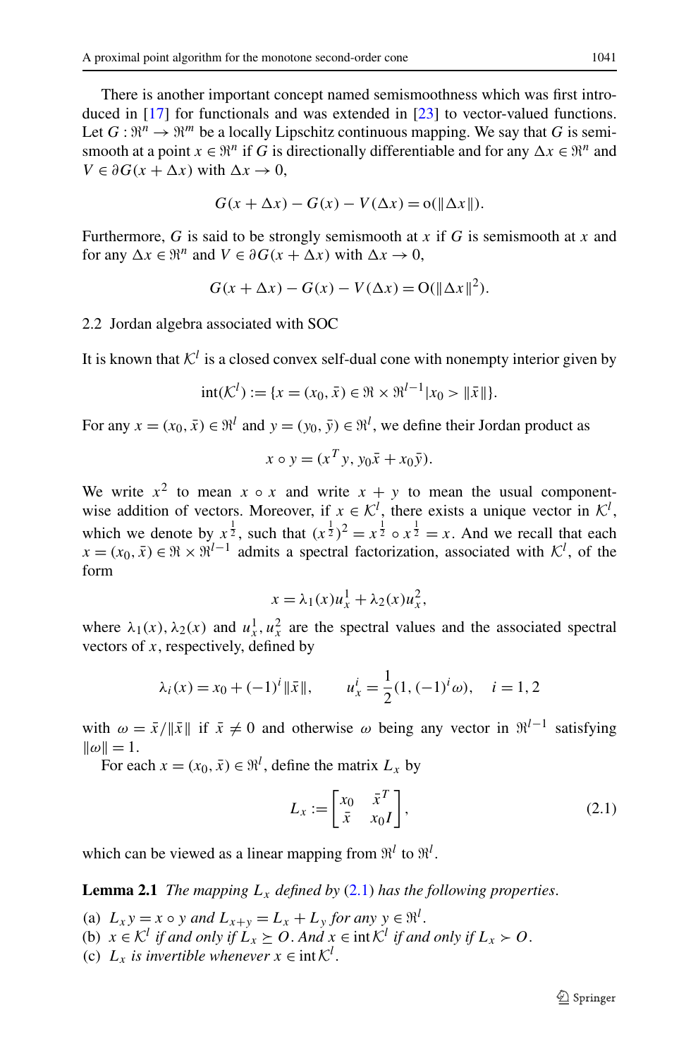There is another important concept named semismoothness which was first introduced in [17] for functionals and was extended in [23] to vector-valued functions. Let $G : \Re^n \to \Re^m$ be a locally Lipschitz continuous mapping. We say that $G$ is semismooth at a point $x \in \Re^n$ if $G$ is directionally differentiable and for any $\Delta x \in \Re^n$ and $V \in \partial G(x + \Delta x)$ with $\Delta x \to 0$,

$$G(x + \Delta x) - G(x) - V(\Delta x) = \mathrm{o}(\|\Delta x\|).$$

Furthermore, $G$ is said to be strongly semismooth at $x$ if $G$ is semismooth at $x$ and for any $\Delta x \in \Re^n$ and $V \in \partial G(x + \Delta x)$ with $\Delta x \to 0$,

$$G(x + \Delta x) - G(x) - V(\Delta x) = \mathrm{O}(\|\Delta x\|^2).$$

### 2.2 Jordan algebra associated with SOC

It is known that $\mathcal{K}^l$ is a closed convex self-dual cone with nonempty interior given by

$$\mathrm{int}(\mathcal{K}^l) := \{x = (x_0, \bar{x}) \in \Re \times \Re^{l-1} | x_0 > \|\bar{x}\|\}.$$

For any $x = (x_0, \bar{x}) \in \Re^l$ and $y = (y_0, \bar{y}) \in \Re^l$, we define their Jordan product as

$$x \circ y = (x^T y, y_0 \bar{x} + x_0 \bar{y}).$$

We write $x^2$ to mean $x \circ x$ and write $x + y$ to mean the usual component-wise addition of vectors. Moreover, if $x \in \mathcal{K}^l$, there exists a unique vector in $\mathcal{K}^l$, which we denote by $x^{\frac{1}{2}}$, such that $(x^{\frac{1}{2}})^2 = x^{\frac{1}{2}} \circ x^{\frac{1}{2}} = x$. And we recall that each $x = (x_0, \bar{x}) \in \Re \times \Re^{l-1}$ admits a spectral factorization, associated with $\mathcal{K}^l$, of the form

$$x = \lambda_1(x) u_x^1 + \lambda_2(x) u_x^2,$$

where $\lambda_1(x), \lambda_2(x)$ and $u_x^1, u_x^2$ are the spectral values and the associated spectral vectors of $x$, respectively, defined by

$$\lambda_i(x) = x_0 + (-1)^i \|\bar{x}\|, \qquad u_x^i = \frac{1}{2}(1, (-1)^i \omega), \quad i = 1, 2$$

with $\omega = \bar{x}/\|\bar{x}\|$ if $\bar{x} \neq 0$ and otherwise $\omega$ being any vector in $\Re^{l-1}$ satisfying $\|\omega\| = 1$.

For each $x = (x_0, \bar{x}) \in \Re^l$, define the matrix $L_x$ by

$$L_x := \begin{bmatrix} x_0 & \bar{x}^T \\ \bar{x} & x_0 I \end{bmatrix}, \tag{2.1}$$

which can be viewed as a linear mapping from $\Re^l$ to $\Re^l$.

**Lemma 2.1** *The mapping $L_x$ defined by (2.1) has the following properties.*

(a) $L_x y = x \circ y$ *and* $L_{x+y} = L_x + L_y$ *for any* $y \in \Re^l$.
(b) $x \in \mathcal{K}^l$ *if and only if* $L_x \succeq O$. *And* $x \in \mathrm{int}\, \mathcal{K}^l$ *if and only if* $L_x \succ O$.
(c) $L_x$ *is invertible whenever* $x \in \mathrm{int}\, \mathcal{K}^l$.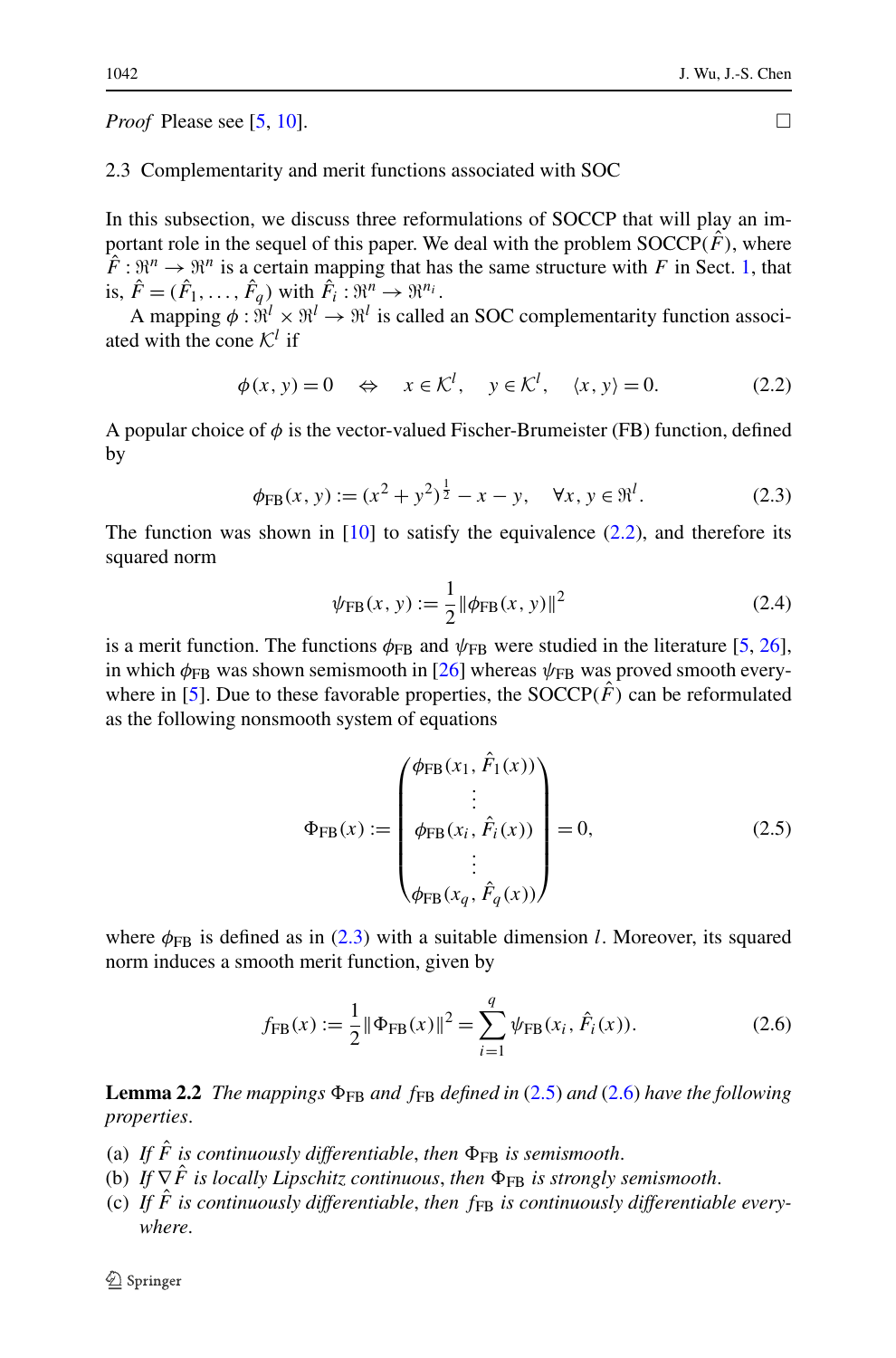*Proof* Please see [5, 10]. □

### 2.3 Complementarity and merit functions associated with SOC

In this subsection, we discuss three reformulations of SOCCP that will play an important role in the sequel of this paper. We deal with the problem SOCCP($\hat{F}$), where $\hat{F} : \Re^n \to \Re^n$ is a certain mapping that has the same structure with $F$ in Sect. 1, that is, $\hat{F} = (\hat{F}_1, \ldots, \hat{F}_q)$ with $\hat{F}_i : \Re^n \to \Re^{n_i}$.

A mapping $\phi : \Re^l \times \Re^l \to \Re^l$ is called an SOC complementarity function associated with the cone $\mathcal{K}^l$ if

$$\phi(x, y) = 0 \quad \Leftrightarrow \quad x \in \mathcal{K}^l, \quad y \in \mathcal{K}^l, \quad \langle x, y \rangle = 0. \tag{2.2}$$

A popular choice of $\phi$ is the vector-valued Fischer-Brumeister (FB) function, defined by

$$\phi_{\mathrm{FB}}(x, y) := (x^2 + y^2)^{\frac{1}{2}} - x - y, \quad \forall x, y \in \Re^l. \tag{2.3}$$

The function was shown in [10] to satisfy the equivalence (2.2), and therefore its squared norm

$$\psi_{\mathrm{FB}}(x, y) := \frac{1}{2}\|\phi_{\mathrm{FB}}(x, y)\|^2 \tag{2.4}$$

is a merit function. The functions $\phi_{\mathrm{FB}}$ and $\psi_{\mathrm{FB}}$ were studied in the literature [5, 26], in which $\phi_{\mathrm{FB}}$ was shown semismooth in [26] whereas $\psi_{\mathrm{FB}}$ was proved smooth everywhere in [5]. Due to these favorable properties, the SOCCP($\hat{F}$) can be reformulated as the following nonsmooth system of equations

$$\Phi_{\mathrm{FB}}(x) := \begin{pmatrix} \phi_{\mathrm{FB}}(x_1, \hat{F}_1(x)) \\ \vdots \\ \phi_{\mathrm{FB}}(x_i, \hat{F}_i(x)) \\ \vdots \\ \phi_{\mathrm{FB}}(x_q, \hat{F}_q(x)) \end{pmatrix} = 0, \tag{2.5}$$

where $\phi_{\mathrm{FB}}$ is defined as in (2.3) with a suitable dimension $l$. Moreover, its squared norm induces a smooth merit function, given by

$$f_{\mathrm{FB}}(x) := \frac{1}{2}\|\Phi_{\mathrm{FB}}(x)\|^2 = \sum_{i=1}^{q} \psi_{\mathrm{FB}}(x_i, \hat{F}_i(x)). \tag{2.6}$$

**Lemma 2.2** *The mappings $\Phi_{\mathrm{FB}}$ and $f_{\mathrm{FB}}$ defined in (2.5) and (2.6) have the following properties.*

(a) *If $\hat{F}$ is continuously differentiable, then $\Phi_{\mathrm{FB}}$ is semismooth.*
(b) *If $\nabla\hat{F}$ is locally Lipschitz continuous, then $\Phi_{\mathrm{FB}}$ is strongly semismooth.*
(c) *If $\hat{F}$ is continuously differentiable, then $f_{\mathrm{FB}}$ is continuously differentiable everywhere.*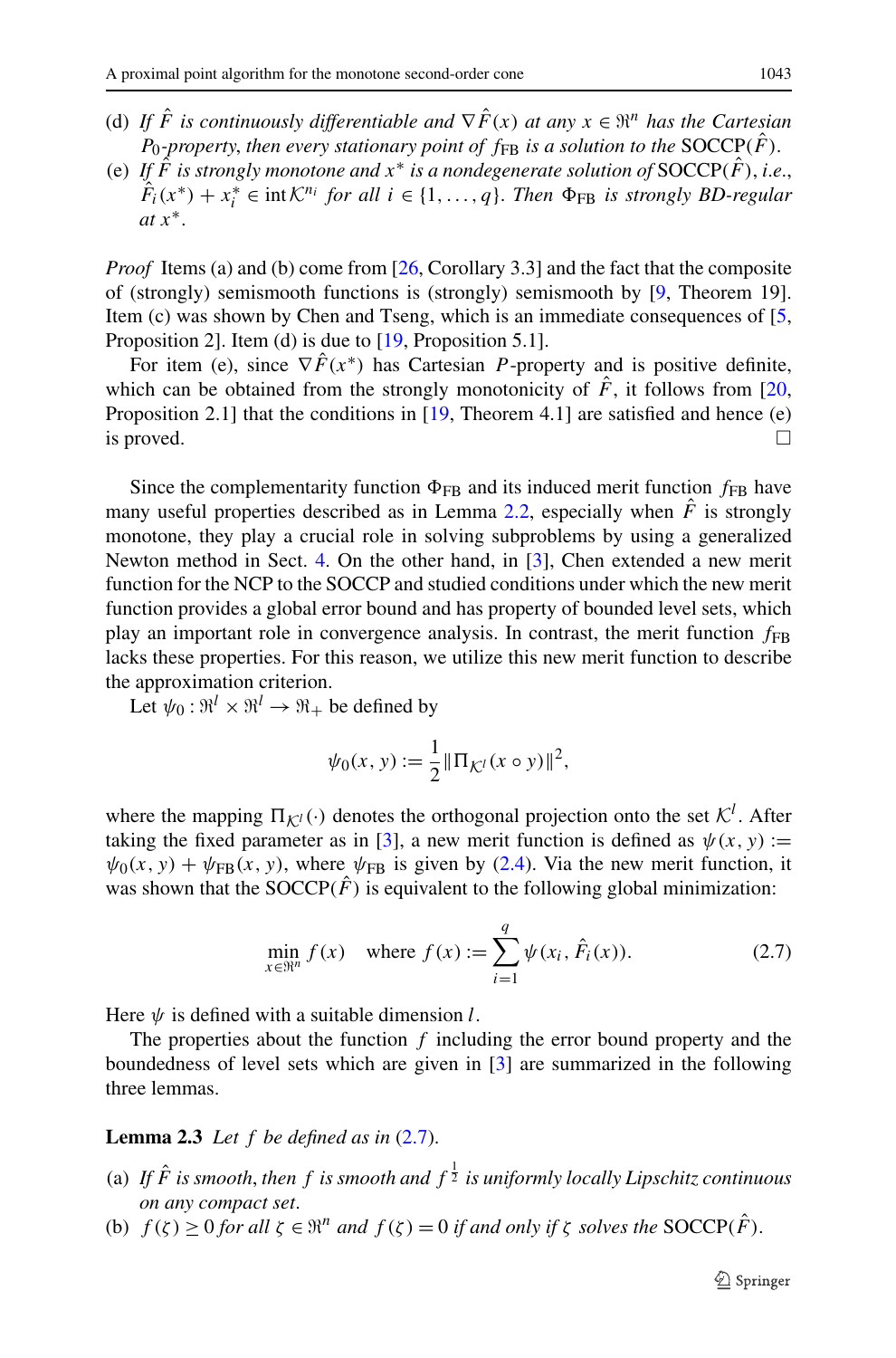(d) *If $\hat{F}$ is continuously differentiable and $\nabla \hat{F}(x)$ at any $x \in \Re^n$ has the Cartesian $P_0$-property, then every stationary point of $f_{\rm FB}$ is a solution to the* SOCCP$(\hat{F})$.

(e) *If $\hat{F}$ is strongly monotone and $x^*$ is a nondegenerate solution of* SOCCP$(\hat{F})$, *i.e., $\hat{F}_i(x^*) + x_i^* \in \operatorname{int} \mathcal{K}^{n_i}$ for all $i \in \{1, \ldots, q\}$. Then $\Phi_{\rm FB}$ is strongly BD-regular at $x^*$.*

*Proof* Items (a) and (b) come from [26, Corollary 3.3] and the fact that the composite of (strongly) semismooth functions is (strongly) semismooth by [9, Theorem 19]. Item (c) was shown by Chen and Tseng, which is an immediate consequences of [5, Proposition 2]. Item (d) is due to [19, Proposition 5.1].

For item (e), since $\nabla \hat{F}(x^*)$ has Cartesian $P$-property and is positive definite, which can be obtained from the strongly monotonicity of $\hat{F}$, it follows from [20, Proposition 2.1] that the conditions in [19, Theorem 4.1] are satisfied and hence (e) is proved. □

Since the complementarity function $\Phi_{\rm FB}$ and its induced merit function $f_{\rm FB}$ have many useful properties described as in Lemma 2.2, especially when $\hat{F}$ is strongly monotone, they play a crucial role in solving subproblems by using a generalized Newton method in Sect. 4. On the other hand, in [3], Chen extended a new merit function for the NCP to the SOCCP and studied conditions under which the new merit function provides a global error bound and has property of bounded level sets, which play an important role in convergence analysis. In contrast, the merit function $f_{\rm FB}$ lacks these properties. For this reason, we utilize this new merit function to describe the approximation criterion.

Let $\psi_0 : \Re^l \times \Re^l \to \Re_+$ be defined by

$$\psi_0(x, y) := \frac{1}{2}\|\Pi_{\mathcal{K}^l}(x \circ y)\|^2,$$

where the mapping $\Pi_{\mathcal{K}^l}(\cdot)$ denotes the orthogonal projection onto the set $\mathcal{K}^l$. After taking the fixed parameter as in [3], a new merit function is defined as $\psi(x, y) := \psi_0(x, y) + \psi_{\rm FB}(x, y)$, where $\psi_{\rm FB}$ is given by (2.4). Via the new merit function, it was shown that the SOCCP$(\hat{F})$ is equivalent to the following global minimization:

$$\min_{x \in \Re^n} f(x) \quad \text{where } f(x) := \sum_{i=1}^{q} \psi(x_i, \hat{F}_i(x)). \tag{2.7}$$

Here $\psi$ is defined with a suitable dimension $l$.

The properties about the function $f$ including the error bound property and the boundedness of level sets which are given in [3] are summarized in the following three lemmas.

**Lemma 2.3** *Let $f$ be defined as in* (2.7).

(a) *If $\hat{F}$ is smooth, then $f$ is smooth and $f^{\frac{1}{2}}$ is uniformly locally Lipschitz continuous on any compact set.*

(b) *$f(\zeta) \geq 0$ for all $\zeta \in \Re^n$ and $f(\zeta) = 0$ if and only if $\zeta$ solves the* SOCCP$(\hat{F})$.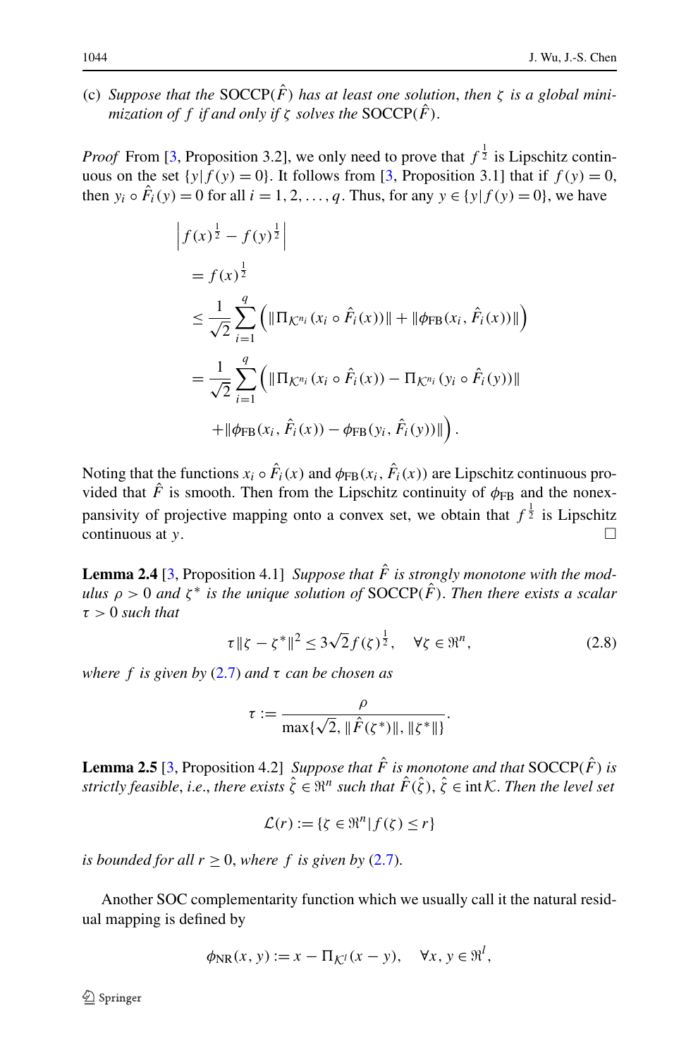(c) *Suppose that the* $\mathrm{SOCCP}(\hat{F})$ *has at least one solution, then* $\zeta$ *is a global minimization of* $f$ *if and only if* $\zeta$ *solves the* $\mathrm{SOCCP}(\hat{F})$.

*Proof* From [3, Proposition 3.2], we only need to prove that $f^{\frac{1}{2}}$ is Lipschitz continuous on the set $\{y | f(y) = 0\}$. It follows from [3, Proposition 3.1] that if $f(y) = 0$, then $y_i \circ \hat{F}_i(y) = 0$ for all $i = 1, 2, \ldots, q$. Thus, for any $y \in \{y | f(y) = 0\}$, we have

$$
\begin{aligned}
&\left| f(x)^{\frac{1}{2}} - f(y)^{\frac{1}{2}} \right| \\
&= f(x)^{\frac{1}{2}} \\
&\leq \frac{1}{\sqrt{2}} \sum_{i=1}^{q} \left( \| \Pi_{\mathcal{K}^{n_i}} (x_i \circ \hat{F}_i(x)) \| + \| \phi_{\mathrm{FB}}(x_i, \hat{F}_i(x)) \| \right) \\
&= \frac{1}{\sqrt{2}} \sum_{i=1}^{q} \left( \| \Pi_{\mathcal{K}^{n_i}} (x_i \circ \hat{F}_i(x)) - \Pi_{\mathcal{K}^{n_i}} (y_i \circ \hat{F}_i(y)) \| \right. \\
&\qquad \left. + \| \phi_{\mathrm{FB}}(x_i, \hat{F}_i(x)) - \phi_{\mathrm{FB}}(y_i, \hat{F}_i(y)) \| \right).
\end{aligned}
$$

Noting that the functions $x_i \circ \hat{F}_i(x)$ and $\phi_{\mathrm{FB}}(x_i, \hat{F}_i(x))$ are Lipschitz continuous provided that $\hat{F}$ is smooth. Then from the Lipschitz continuity of $\phi_{\mathrm{FB}}$ and the nonexpansivity of projective mapping onto a convex set, we obtain that $f^{\frac{1}{2}}$ is Lipschitz continuous at $y$. □

**Lemma 2.4** [3, Proposition 4.1] *Suppose that* $\hat{F}$ *is strongly monotone with the modulus* $\rho > 0$ *and* $\zeta^*$ *is the unique solution of* $\mathrm{SOCCP}(\hat{F})$. *Then there exists a scalar* $\tau > 0$ *such that*

$$
\tau \| \zeta - \zeta^* \|^2 \leq 3\sqrt{2} f(\zeta)^{\frac{1}{2}}, \quad \forall \zeta \in \Re^n, \tag{2.8}
$$

*where* $f$ *is given by* (2.7) *and* $\tau$ *can be chosen as*

$$
\tau := \frac{\rho}{\max\{\sqrt{2}, \|\hat{F}(\zeta^*)\|, \|\zeta^*\|\}}.
$$

**Lemma 2.5** [3, Proposition 4.2] *Suppose that* $\hat{F}$ *is monotone and that* $\mathrm{SOCCP}(\hat{F})$ *is strictly feasible, i.e., there exists* $\hat{\zeta} \in \Re^n$ *such that* $\hat{F}(\hat{\zeta}), \hat{\zeta} \in \operatorname{int} \mathcal{K}$. *Then the level set*

$$
\mathcal{L}(r) := \{\zeta \in \Re^n | f(\zeta) \leq r\}
$$

*is bounded for all* $r \geq 0$, *where* $f$ *is given by* (2.7).

Another SOC complementarity function which we usually call it the natural residual mapping is defined by

$$
\phi_{\mathrm{NR}}(x, y) := x - \Pi_{\mathcal{K}^l}(x - y), \quad \forall x, y \in \Re^l,
$$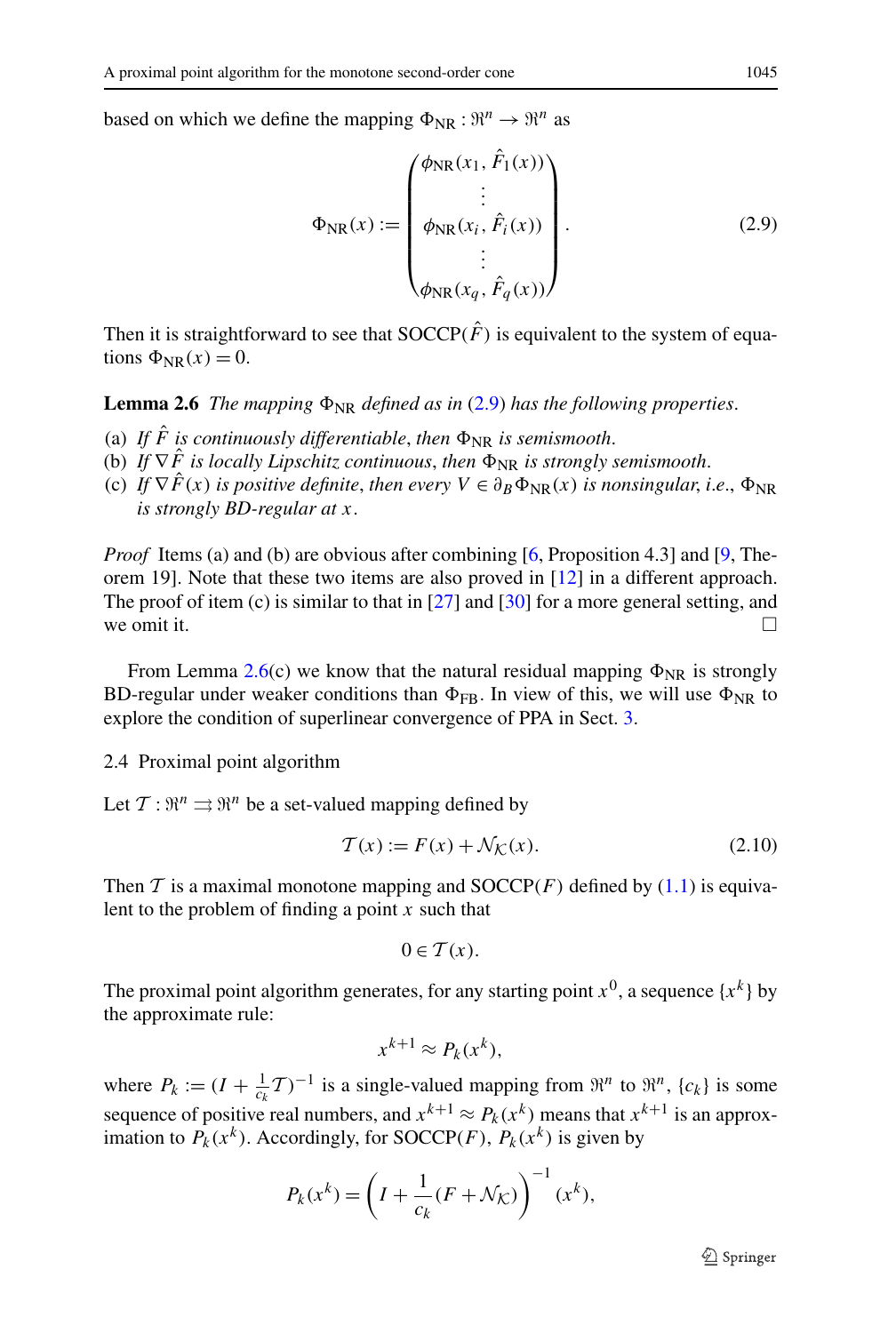based on which we define the mapping $\Phi_{\rm NR} : \Re^n \to \Re^n$ as

$$
\Phi_{\rm NR}(x) := \begin{pmatrix} \phi_{\rm NR}(x_1, \hat{F}_1(x)) \\ \vdots \\ \phi_{\rm NR}(x_i, \hat{F}_i(x)) \\ \vdots \\ \phi_{\rm NR}(x_q, \hat{F}_q(x)) \end{pmatrix}. \tag{2.9}
$$

Then it is straightforward to see that SOCCP($\hat{F}$) is equivalent to the system of equations $\Phi_{\rm NR}(x) = 0$.

**Lemma 2.6** *The mapping $\Phi_{\rm NR}$ defined as in (2.9) has the following properties.*

(a) *If $\hat{F}$ is continuously differentiable, then $\Phi_{\rm NR}$ is semismooth.*
(b) *If $\nabla \hat{F}$ is locally Lipschitz continuous, then $\Phi_{\rm NR}$ is strongly semismooth.*
(c) *If $\nabla \hat{F}(x)$ is positive definite, then every $V \in \partial_B \Phi_{\rm NR}(x)$ is nonsingular, i.e., $\Phi_{\rm NR}$ is strongly BD-regular at $x$.*

*Proof* Items (a) and (b) are obvious after combining [6, Proposition 4.3] and [9, Theorem 19]. Note that these two items are also proved in [12] in a different approach. The proof of item (c) is similar to that in [27] and [30] for a more general setting, and we omit it. □

From Lemma 2.6(c) we know that the natural residual mapping $\Phi_{\rm NR}$ is strongly BD-regular under weaker conditions than $\Phi_{\rm FB}$. In view of this, we will use $\Phi_{\rm NR}$ to explore the condition of superlinear convergence of PPA in Sect. 3.

### 2.4 Proximal point algorithm

Let $\mathcal{T} : \Re^n \rightrightarrows \Re^n$ be a set-valued mapping defined by

$$
\mathcal{T}(x) := F(x) + \mathcal{N}_{\mathcal{K}}(x). \tag{2.10}
$$

Then $\mathcal{T}$ is a maximal monotone mapping and SOCCP($F$) defined by (1.1) is equivalent to the problem of finding a point $x$ such that

$$
0 \in \mathcal{T}(x).
$$

The proximal point algorithm generates, for any starting point $x^0$, a sequence $\{x^k\}$ by the approximate rule:

$$
x^{k+1} \approx P_k(x^k),
$$

where $P_k := (I + \frac{1}{c_k}\mathcal{T})^{-1}$ is a single-valued mapping from $\Re^n$ to $\Re^n$, $\{c_k\}$ is some sequence of positive real numbers, and $x^{k+1} \approx P_k(x^k)$ means that $x^{k+1}$ is an approximation to $P_k(x^k)$. Accordingly, for SOCCP($F$), $P_k(x^k)$ is given by

$$
P_k(x^k) = \left( I + \frac{1}{c_k}(F + \mathcal{N}_{\mathcal{K}}) \right)^{-1} (x^k),
$$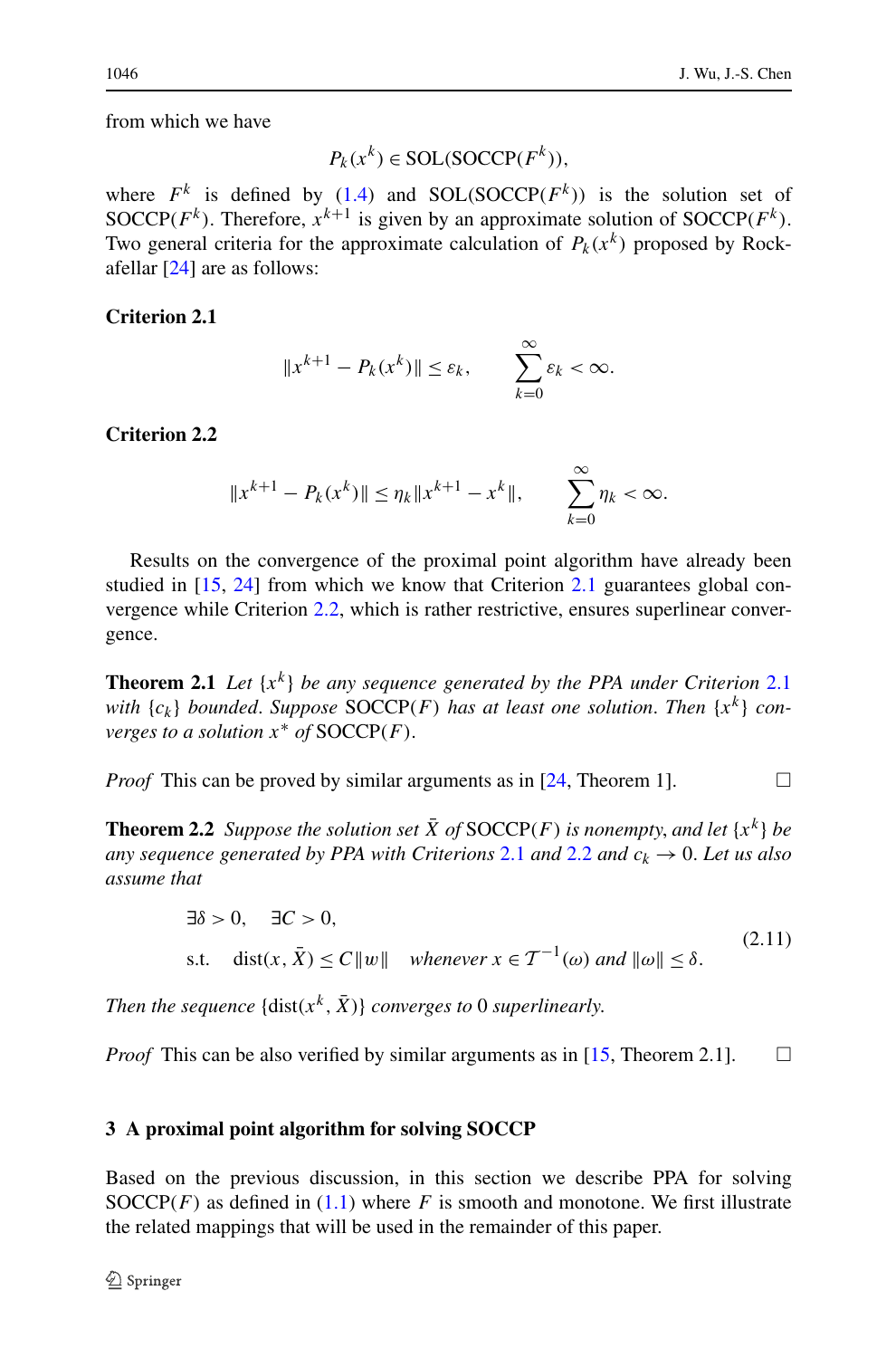from which we have

$$P_k(x^k) \in \mathrm{SOL}(\mathrm{SOCCP}(F^k)),$$

where $F^k$ is defined by (1.4) and $\mathrm{SOL}(\mathrm{SOCCP}(F^k))$ is the solution set of $\mathrm{SOCCP}(F^k)$. Therefore, $x^{k+1}$ is given by an approximate solution of $\mathrm{SOCCP}(F^k)$. Two general criteria for the approximate calculation of $P_k(x^k)$ proposed by Rockafellar [24] are as follows:

**Criterion 2.1**

$$\|x^{k+1} - P_k(x^k)\| \le \varepsilon_k, \qquad \sum_{k=0}^{\infty} \varepsilon_k < \infty.$$

**Criterion 2.2**

$$\|x^{k+1} - P_k(x^k)\| \le \eta_k \|x^{k+1} - x^k\|, \qquad \sum_{k=0}^{\infty} \eta_k < \infty.$$

Results on the convergence of the proximal point algorithm have already been studied in [15, 24] from which we know that Criterion 2.1 guarantees global convergence while Criterion 2.2, which is rather restrictive, ensures superlinear convergence.

**Theorem 2.1** *Let $\{x^k\}$ be any sequence generated by the PPA under Criterion 2.1 with $\{c_k\}$ bounded. Suppose $\mathrm{SOCCP}(F)$ has at least one solution. Then $\{x^k\}$ converges to a solution $x^*$ of $\mathrm{SOCCP}(F)$.*

*Proof* This can be proved by similar arguments as in [24, Theorem 1]. □

**Theorem 2.2** *Suppose the solution set $\bar{X}$ of $\mathrm{SOCCP}(F)$ is nonempty, and let $\{x^k\}$ be any sequence generated by PPA with Criterions 2.1 and 2.2 and $c_k \to 0$. Let us also assume that*

$$\begin{aligned} &\exists \delta > 0, \quad \exists C > 0, \\ &\text{s.t.} \quad \mathrm{dist}(x, \bar{X}) \le C\|w\| \quad \textit{whenever } x \in \mathcal{T}^{-1}(\omega) \textit{ and } \|\omega\| \le \delta. \end{aligned} \tag{2.11}$$

*Then the sequence $\{\mathrm{dist}(x^k, \bar{X})\}$ converges to 0 superlinearly.*

*Proof* This can be also verified by similar arguments as in [15, Theorem 2.1]. □

## 3 A proximal point algorithm for solving SOCCP

Based on the previous discussion, in this section we describe PPA for solving $\mathrm{SOCCP}(F)$ as defined in (1.1) where $F$ is smooth and monotone. We first illustrate the related mappings that will be used in the remainder of this paper.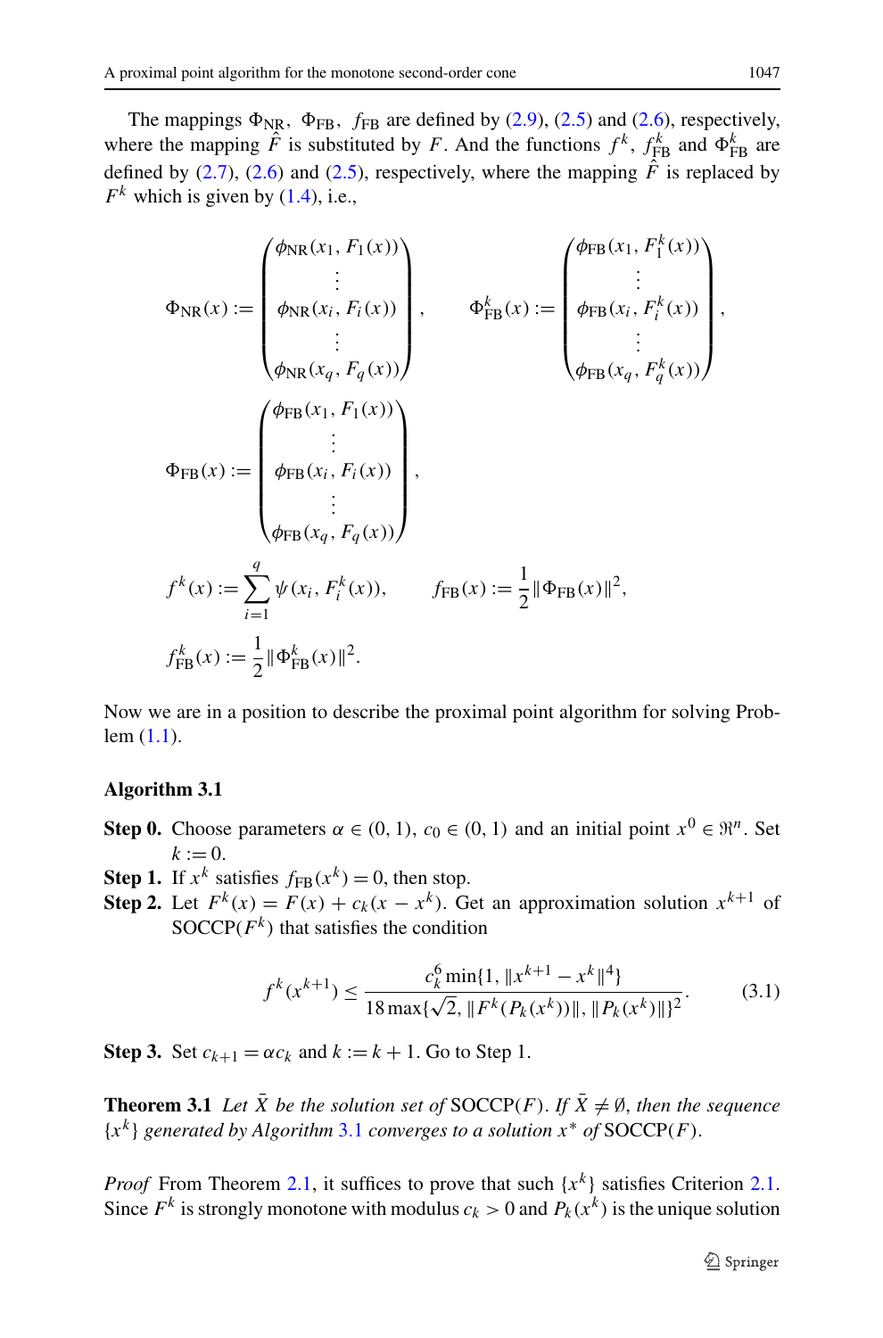The mappings $\Phi_{\mathrm{NR}}$, $\Phi_{\mathrm{FB}}$, $f_{\mathrm{FB}}$ are defined by (2.9), (2.5) and (2.6), respectively, where the mapping $\hat{F}$ is substituted by $F$. And the functions $f^k$, $f_{\mathrm{FB}}^k$ and $\Phi_{\mathrm{FB}}^k$ are defined by (2.7), (2.6) and (2.5), respectively, where the mapping $\hat{F}$ is replaced by $F^k$ which is given by (1.4), i.e.,

$$\Phi_{\mathrm{NR}}(x) := \begin{pmatrix} \phi_{\mathrm{NR}}(x_1, F_1(x)) \\ \vdots \\ \phi_{\mathrm{NR}}(x_i, F_i(x)) \\ \vdots \\ \phi_{\mathrm{NR}}(x_q, F_q(x)) \end{pmatrix}, \qquad \Phi_{\mathrm{FB}}^k(x) := \begin{pmatrix} \phi_{\mathrm{FB}}(x_1, F_1^k(x)) \\ \vdots \\ \phi_{\mathrm{FB}}(x_i, F_i^k(x)) \\ \vdots \\ \phi_{\mathrm{FB}}(x_q, F_q^k(x)) \end{pmatrix},$$

$$\Phi_{\mathrm{FB}}(x) := \begin{pmatrix} \phi_{\mathrm{FB}}(x_1, F_1(x)) \\ \vdots \\ \phi_{\mathrm{FB}}(x_i, F_i(x)) \\ \vdots \\ \phi_{\mathrm{FB}}(x_q, F_q(x)) \end{pmatrix},$$

$$f^k(x) := \sum_{i=1}^{q} \psi(x_i, F_i^k(x)), \qquad f_{\mathrm{FB}}(x) := \frac{1}{2}\|\Phi_{\mathrm{FB}}(x)\|^2,$$

$$f_{\mathrm{FB}}^k(x) := \frac{1}{2}\|\Phi_{\mathrm{FB}}^k(x)\|^2.$$

Now we are in a position to describe the proximal point algorithm for solving Problem (1.1).

**Algorithm 3.1**

**Step 0.** Choose parameters $\alpha \in (0,1)$, $c_0 \in (0,1)$ and an initial point $x^0 \in \Re^n$. Set $k := 0$.

**Step 1.** If $x^k$ satisfies $f_{\mathrm{FB}}(x^k) = 0$, then stop.

**Step 2.** Let $F^k(x) = F(x) + c_k(x - x^k)$. Get an approximation solution $x^{k+1}$ of SOCCP($F^k$) that satisfies the condition

$$f^k(x^{k+1}) \le \frac{c_k^6 \min\{1, \|x^{k+1} - x^k\|^4\}}{18 \max\{\sqrt{2}, \|F^k(P_k(x^k))\|, \|P_k(x^k)\|\}^2}. \tag{3.1}$$

**Step 3.** Set $c_{k+1} = \alpha c_k$ and $k := k+1$. Go to Step 1.

**Theorem 3.1** *Let $\bar{X}$ be the solution set of* SOCCP($F$). *If $\bar{X} \neq \emptyset$, then the sequence $\{x^k\}$ generated by Algorithm 3.1 converges to a solution $x^*$ of* SOCCP($F$).

*Proof* From Theorem 2.1, it suffices to prove that such $\{x^k\}$ satisfies Criterion 2.1. Since $F^k$ is strongly monotone with modulus $c_k > 0$ and $P_k(x^k)$ is the unique solution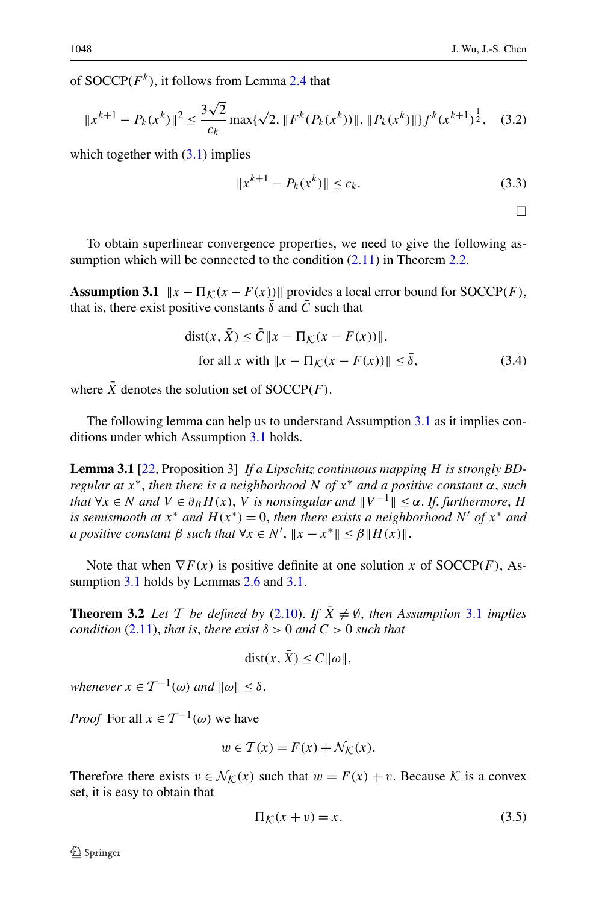of SOCCP($F^k$), it follows from Lemma 2.4 that

$$\|x^{k+1} - P_k(x^k)\|^2 \le \frac{3\sqrt{2}}{c_k} \max\{\sqrt{2}, \|F^k(P_k(x^k))\|, \|P_k(x^k)\|\} f^k(x^{k+1})^{\frac{1}{2}}, \quad (3.2)$$

which together with (3.1) implies

$$\|x^{k+1} - P_k(x^k)\| \le c_k. \quad (3.3)$$

□

To obtain superlinear convergence properties, we need to give the following assumption which will be connected to the condition (2.11) in Theorem 2.2.

**Assumption 3.1** $\|x - \Pi_{\mathcal{K}}(x - F(x))\|$ provides a local error bound for SOCCP($F$), that is, there exist positive constants $\bar{\delta}$ and $\bar{C}$ such that

$$\begin{aligned} &\text{dist}(x, \bar{X}) \le \bar{C}\|x - \Pi_{\mathcal{K}}(x - F(x))\|, \\ &\quad \text{for all } x \text{ with } \|x - \Pi_{\mathcal{K}}(x - F(x))\| \le \bar{\delta}, \end{aligned} \quad (3.4)$$

where $\bar{X}$ denotes the solution set of SOCCP($F$).

The following lemma can help us to understand Assumption 3.1 as it implies conditions under which Assumption 3.1 holds.

**Lemma 3.1** [22, Proposition 3] *If a Lipschitz continuous mapping $H$ is strongly BD-regular at $x^*$, then there is a neighborhood $N$ of $x^*$ and a positive constant $\alpha$, such that $\forall x \in N$ and $V \in \partial_B H(x)$, $V$ is nonsingular and $\|V^{-1}\| \le \alpha$. If, furthermore, $H$ is semismooth at $x^*$ and $H(x^*) = 0$, then there exists a neighborhood $N'$ of $x^*$ and a positive constant $\beta$ such that $\forall x \in N'$, $\|x - x^*\| \le \beta\|H(x)\|$.*

Note that when $\nabla F(x)$ is positive definite at one solution $x$ of SOCCP($F$), Assumption 3.1 holds by Lemmas 2.6 and 3.1.

**Theorem 3.2** *Let $\mathcal{T}$ be defined by (2.10). If $\bar{X} \ne \emptyset$, then Assumption 3.1 implies condition (2.11), that is, there exist $\delta > 0$ and $C > 0$ such that*

$$\text{dist}(x, \bar{X}) \le C\|\omega\|,$$

*whenever $x \in \mathcal{T}^{-1}(\omega)$ and $\|\omega\| \le \delta$.*

*Proof* For all $x \in \mathcal{T}^{-1}(\omega)$ we have

$$w \in \mathcal{T}(x) = F(x) + \mathcal{N}_{\mathcal{K}}(x).$$

Therefore there exists $v \in \mathcal{N}_{\mathcal{K}}(x)$ such that $w = F(x) + v$. Because $\mathcal{K}$ is a convex set, it is easy to obtain that

$$\Pi_{\mathcal{K}}(x + v) = x. \quad (3.5)$$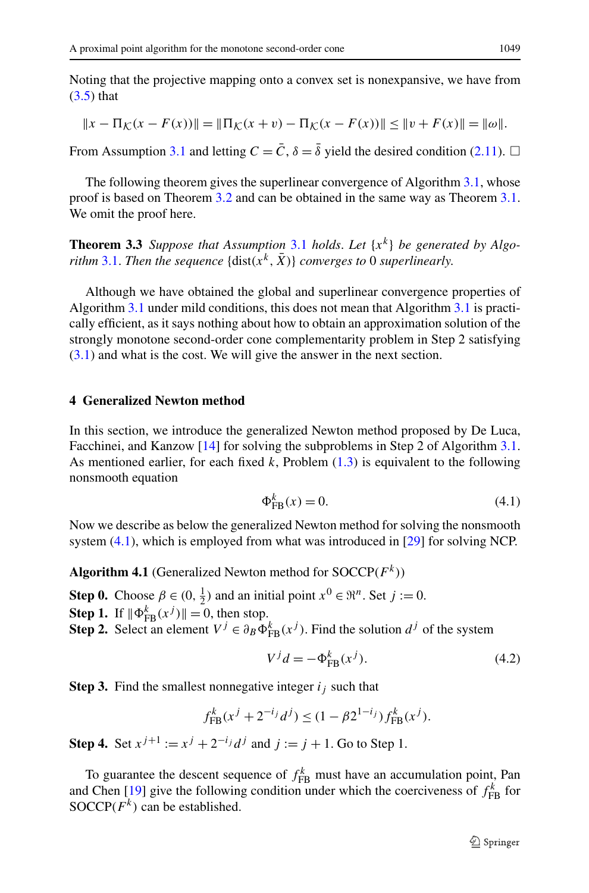Noting that the projective mapping onto a convex set is nonexpansive, we have from (3.5) that

$$\|x - \Pi_{\mathcal{K}}(x - F(x))\| = \|\Pi_{\mathcal{K}}(x + v) - \Pi_{\mathcal{K}}(x - F(x))\| \le \|v + F(x)\| = \|\omega\|.$$

From Assumption 3.1 and letting $C = \bar{C}$, $\delta = \bar{\delta}$ yield the desired condition (2.11). □

The following theorem gives the superlinear convergence of Algorithm 3.1, whose proof is based on Theorem 3.2 and can be obtained in the same way as Theorem 3.1. We omit the proof here.

**Theorem 3.3** *Suppose that Assumption* 3.1 *holds. Let* $\{x^k\}$ *be generated by Algorithm* 3.1. *Then the sequence* $\{\mathrm{dist}(x^k, \bar{X})\}$ *converges to* 0 *superlinearly.*

Although we have obtained the global and superlinear convergence properties of Algorithm 3.1 under mild conditions, this does not mean that Algorithm 3.1 is practically efficient, as it says nothing about how to obtain an approximation solution of the strongly monotone second-order cone complementarity problem in Step 2 satisfying (3.1) and what is the cost. We will give the answer in the next section.

## 4 Generalized Newton method

In this section, we introduce the generalized Newton method proposed by De Luca, Facchinei, and Kanzow [14] for solving the subproblems in Step 2 of Algorithm 3.1. As mentioned earlier, for each fixed $k$, Problem (1.3) is equivalent to the following nonsmooth equation

$$\Phi_{\mathrm{FB}}^k(x) = 0. \tag{4.1}$$

Now we describe as below the generalized Newton method for solving the nonsmooth system (4.1), which is employed from what was introduced in [29] for solving NCP.

**Algorithm 4.1** (Generalized Newton method for SOCCP($F^k$))

**Step 0.** Choose $\beta \in (0, \frac{1}{2})$ and an initial point $x^0 \in \Re^n$. Set $j := 0$.

**Step 1.** If $\|\Phi_{\mathrm{FB}}^k(x^j)\| = 0$, then stop.

**Step 2.** Select an element $V^j \in \partial_B \Phi_{\mathrm{FB}}^k(x^j)$. Find the solution $d^j$ of the system

$$V^j d = -\Phi_{\mathrm{FB}}^k(x^j). \tag{4.2}$$

**Step 3.** Find the smallest nonnegative integer $i_j$ such that

$$f_{\mathrm{FB}}^k(x^j + 2^{-i_j} d^j) \le (1 - \beta 2^{1-i_j}) f_{\mathrm{FB}}^k(x^j).$$

**Step 4.** Set $x^{j+1} := x^j + 2^{-i_j} d^j$ and $j := j + 1$. Go to Step 1.

To guarantee the descent sequence of $f_{\mathrm{FB}}^k$ must have an accumulation point, Pan and Chen [19] give the following condition under which the coerciveness of $f_{\mathrm{FB}}^k$ for SOCCP($F^k$) can be established.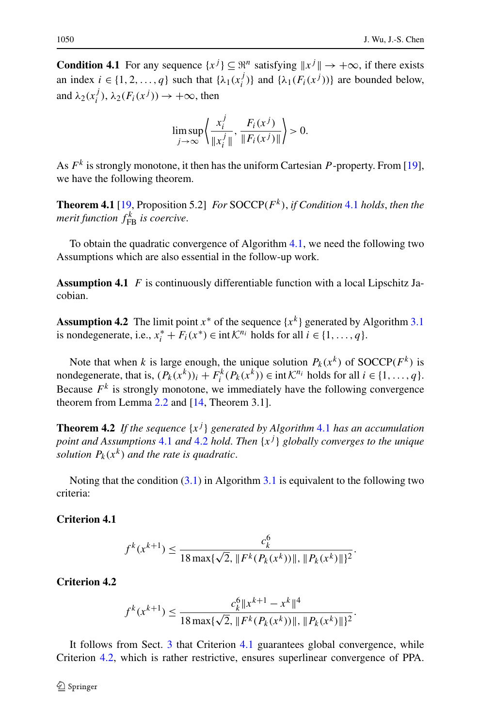**Condition 4.1** For any sequence $\{x^j\} \subseteq \Re^n$ satisfying $\|x^j\| \to +\infty$, if there exists an index $i \in \{1, 2, \ldots, q\}$ such that $\{\lambda_1(x_i^j)\}$ and $\{\lambda_1(F_i(x^j))\}$ are bounded below, and $\lambda_2(x_i^j), \lambda_2(F_i(x^j)) \to +\infty$, then

$$\limsup_{j\to\infty} \left\langle \frac{x_i^j}{\|x_i^j\|}, \frac{F_i(x^j)}{\|F_i(x^j)\|} \right\rangle > 0.$$

As $F^k$ is strongly monotone, it then has the uniform Cartesian $P$-property. From [19], we have the following theorem.

**Theorem 4.1** [19, Proposition 5.2] *For* SOCCP($F^k$), *if Condition* 4.1 *holds*, *then the merit function* $f_{\text{FB}}^k$ *is coercive*.

To obtain the quadratic convergence of Algorithm 4.1, we need the following two Assumptions which are also essential in the follow-up work.

**Assumption 4.1** $F$ is continuously differentiable function with a local Lipschitz Jacobian.

**Assumption 4.2** The limit point $x^*$ of the sequence $\{x^k\}$ generated by Algorithm 3.1 is nondegenerate, i.e., $x_i^* + F_i(x^*) \in \operatorname{int} \mathcal{K}^{n_i}$ holds for all $i \in \{1, \ldots, q\}$.

Note that when $k$ is large enough, the unique solution $P_k(x^k)$ of SOCCP($F^k$) is nondegenerate, that is, $(P_k(x^k))_i + F_i^k(P_k(x^k)) \in \operatorname{int} \mathcal{K}^{n_i}$ holds for all $i \in \{1, \ldots, q\}$. Because $F^k$ is strongly monotone, we immediately have the following convergence theorem from Lemma 2.2 and [14, Theorem 3.1].

**Theorem 4.2** *If the sequence* $\{x^j\}$ *generated by Algorithm* 4.1 *has an accumulation point and Assumptions* 4.1 *and* 4.2 *hold*. *Then* $\{x^j\}$ *globally converges to the unique solution* $P_k(x^k)$ *and the rate is quadratic*.

Noting that the condition (3.1) in Algorithm 3.1 is equivalent to the following two criteria:

**Criterion 4.1**

$$f^k(x^{k+1}) \le \frac{c_k^6}{18 \max\{\sqrt{2}, \|F^k(P_k(x^k))\|, \|P_k(x^k)\|\}^2}.$$

**Criterion 4.2**

$$f^k(x^{k+1}) \le \frac{c_k^6 \|x^{k+1} - x^k\|^4}{18 \max\{\sqrt{2}, \|F^k(P_k(x^k))\|, \|P_k(x^k)\|\}^2}.$$

It follows from Sect. 3 that Criterion 4.1 guarantees global convergence, while Criterion 4.2, which is rather restrictive, ensures superlinear convergence of PPA.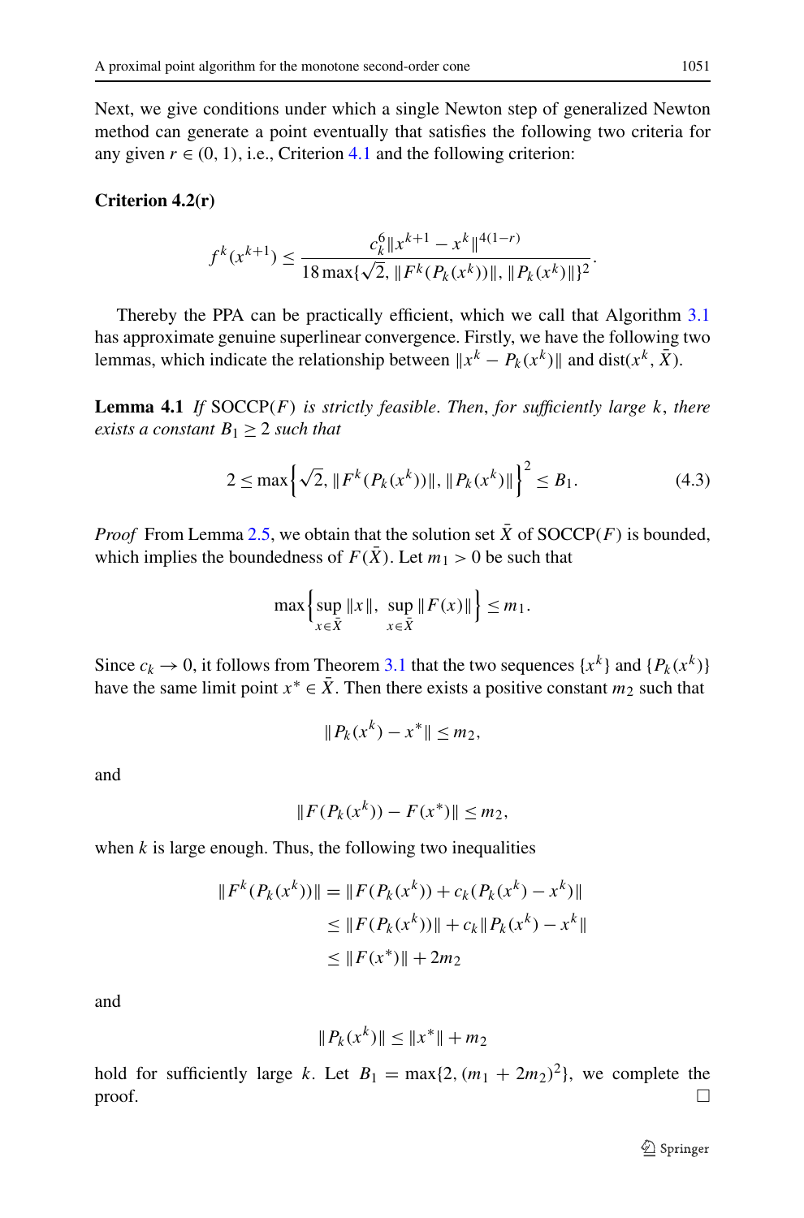Next, we give conditions under which a single Newton step of generalized Newton method can generate a point eventually that satisfies the following two criteria for any given $r \in (0, 1)$, i.e., Criterion 4.1 and the following criterion:

**Criterion 4.2(r)**

$$f^k(x^{k+1}) \le \frac{c_k^6 \|x^{k+1} - x^k\|^{4(1-r)}}{18 \max\{\sqrt{2}, \|F^k(P_k(x^k))\|, \|P_k(x^k)\|\}^2}.$$

Thereby the PPA can be practically efficient, which we call that Algorithm 3.1 has approximate genuine superlinear convergence. Firstly, we have the following two lemmas, which indicate the relationship between $\|x^k - P_k(x^k)\|$ and $\text{dist}(x^k, \bar{X})$.

**Lemma 4.1** *If* SOCCP($F$) *is strictly feasible. Then, for sufficiently large* $k$, *there exists a constant* $B_1 \ge 2$ *such that*

$$2 \le \max\left\{\sqrt{2}, \|F^k(P_k(x^k))\|, \|P_k(x^k)\|\right\}^2 \le B_1. \tag{4.3}$$

*Proof* From Lemma 2.5, we obtain that the solution set $\bar{X}$ of SOCCP($F$) is bounded, which implies the boundedness of $F(\bar{X})$. Let $m_1 > 0$ be such that

$$\max\left\{\sup_{x \in \bar{X}} \|x\|, \sup_{x \in \bar{X}} \|F(x)\|\right\} \le m_1.$$

Since $c_k \to 0$, it follows from Theorem 3.1 that the two sequences $\{x^k\}$ and $\{P_k(x^k)\}$ have the same limit point $x^* \in \bar{X}$. Then there exists a positive constant $m_2$ such that

$$\|P_k(x^k) - x^*\| \le m_2,$$

and

$$\|F(P_k(x^k)) - F(x^*)\| \le m_2,$$

when $k$ is large enough. Thus, the following two inequalities

$$\begin{aligned}
\|F^k(P_k(x^k))\| &= \|F(P_k(x^k)) + c_k(P_k(x^k) - x^k)\| \\
&\le \|F(P_k(x^k))\| + c_k\|P_k(x^k) - x^k\| \\
&\le \|F(x^*)\| + 2m_2
\end{aligned}$$

and

$$\|P_k(x^k)\| \le \|x^*\| + m_2$$

hold for sufficiently large $k$. Let $B_1 = \max\{2, (m_1 + 2m_2)^2\}$, we complete the proof. $\square$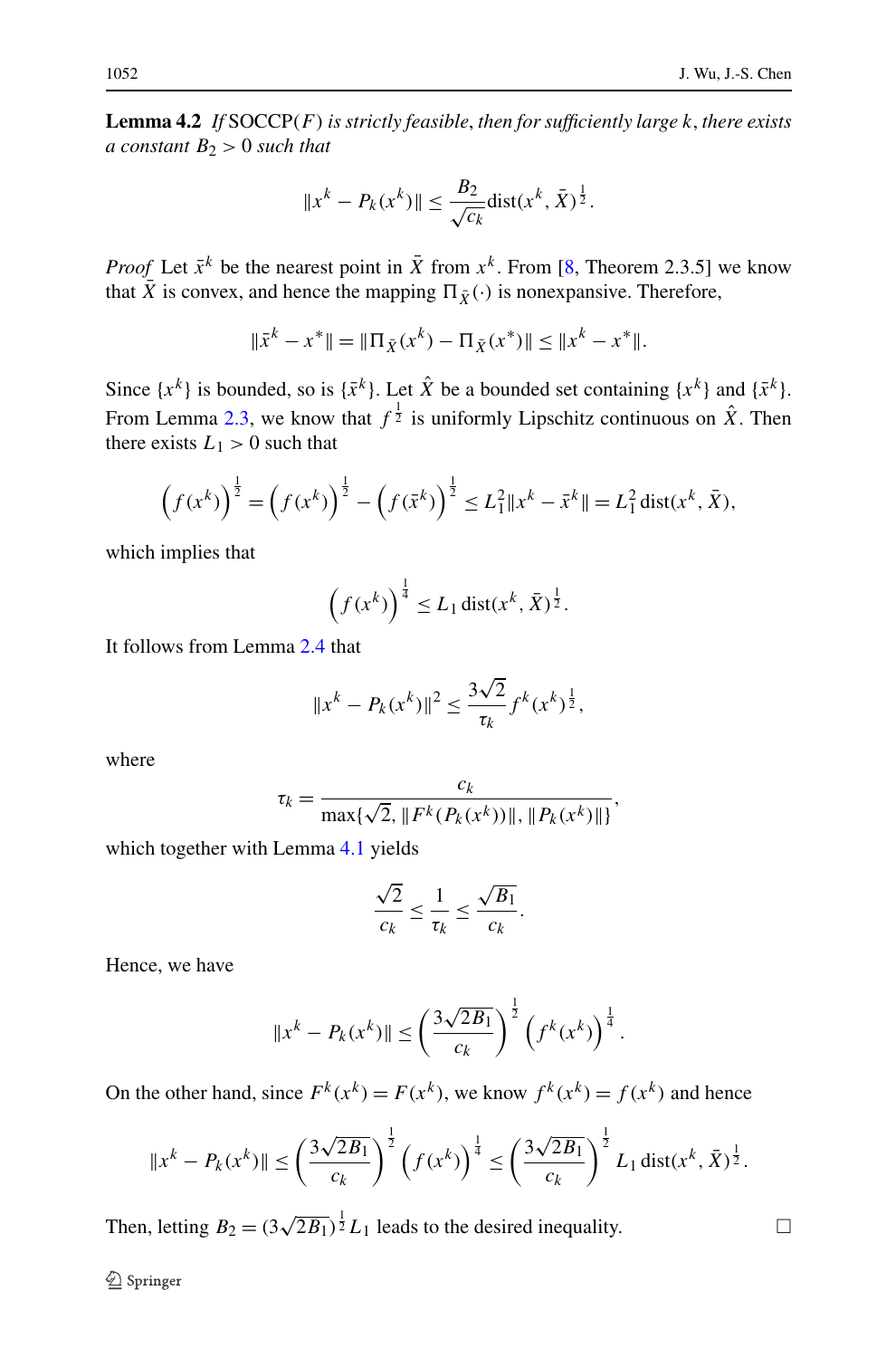**Lemma 4.2** *If* SOCCP$(F)$ *is strictly feasible*, *then for sufficiently large* $k$, *there exists a constant* $B_2 > 0$ *such that*

$$\|x^k - P_k(x^k)\| \le \frac{B_2}{\sqrt{c_k}} \operatorname{dist}(x^k, \bar{X})^{\frac{1}{2}}.$$

*Proof* Let $\bar{x}^k$ be the nearest point in $\bar{X}$ from $x^k$. From [8, Theorem 2.3.5] we know that $\bar{X}$ is convex, and hence the mapping $\Pi_{\bar{X}}(\cdot)$ is nonexpansive. Therefore,

$$\|\bar{x}^k - x^*\| = \|\Pi_{\bar{X}}(x^k) - \Pi_{\bar{X}}(x^*)\| \le \|x^k - x^*\|.$$

Since $\{x^k\}$ is bounded, so is $\{\bar{x}^k\}$. Let $\hat{X}$ be a bounded set containing $\{x^k\}$ and $\{\bar{x}^k\}$. From Lemma 2.3, we know that $f^{\frac{1}{2}}$ is uniformly Lipschitz continuous on $\hat{X}$. Then there exists $L_1 > 0$ such that

$$\left(f(x^k)\right)^{\frac{1}{2}} = \left(f(x^k)\right)^{\frac{1}{2}} - \left(f(\bar{x}^k)\right)^{\frac{1}{2}} \le L_1^2 \|x^k - \bar{x}^k\| = L_1^2 \operatorname{dist}(x^k, \bar{X}),$$

which implies that

$$\left(f(x^k)\right)^{\frac{1}{4}} \le L_1 \operatorname{dist}(x^k, \bar{X})^{\frac{1}{2}}.$$

It follows from Lemma 2.4 that

$$\|x^k - P_k(x^k)\|^2 \le \frac{3\sqrt{2}}{\tau_k} f^k(x^k)^{\frac{1}{2}},$$

where

$$\tau_k = \frac{c_k}{\max\{\sqrt{2}, \|F^k(P_k(x^k))\|, \|P_k(x^k)\|\}},$$

which together with Lemma 4.1 yields

$$\frac{\sqrt{2}}{c_k} \le \frac{1}{\tau_k} \le \frac{\sqrt{B_1}}{c_k}.$$

Hence, we have

$$\|x^k - P_k(x^k)\| \le \left(\frac{3\sqrt{2B_1}}{c_k}\right)^{\frac{1}{2}} \left(f^k(x^k)\right)^{\frac{1}{4}}.$$

On the other hand, since $F^k(x^k) = F(x^k)$, we know $f^k(x^k) = f(x^k)$ and hence

$$\|x^k - P_k(x^k)\| \le \left(\frac{3\sqrt{2B_1}}{c_k}\right)^{\frac{1}{2}} \left(f(x^k)\right)^{\frac{1}{4}} \le \left(\frac{3\sqrt{2B_1}}{c_k}\right)^{\frac{1}{2}} L_1 \operatorname{dist}(x^k, \bar{X})^{\frac{1}{2}}.$$

Then, letting $B_2 = (3\sqrt{2B_1})^{\frac{1}{2}} L_1$ leads to the desired inequality. □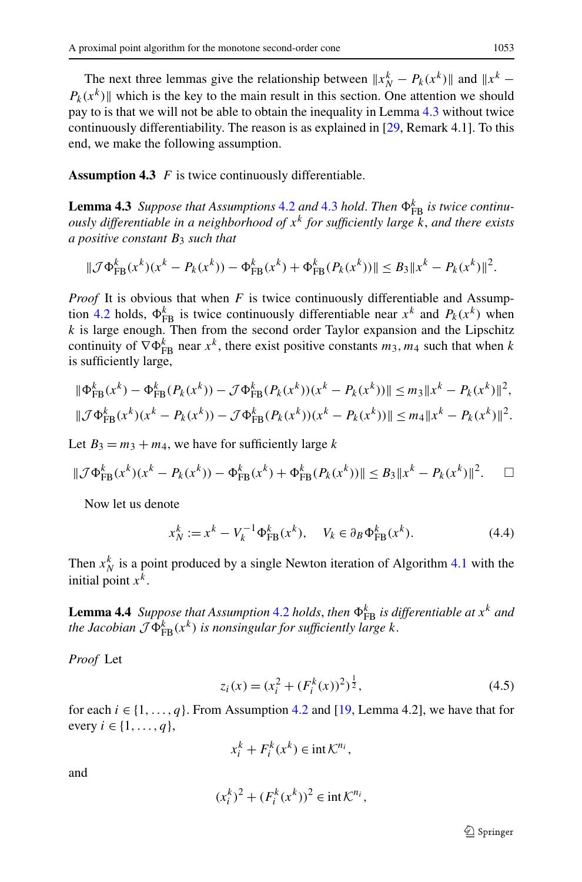The next three lemmas give the relationship between $\|x_N^k - P_k(x^k)\|$ and $\|x^k - P_k(x^k)\|$ which is the key to the main result in this section. One attention we should pay to is that we will not be able to obtain the inequality in Lemma 4.3 without twice continuously differentiability. The reason is as explained in [29, Remark 4.1]. To this end, we make the following assumption.

**Assumption 4.3** $F$ is twice continuously differentiable.

**Lemma 4.3** *Suppose that Assumptions 4.2 and 4.3 hold. Then $\Phi_{\mathrm{FB}}^k$ is twice continuously differentiable in a neighborhood of $x^k$ for sufficiently large $k$, and there exists a positive constant $B_3$ such that*

$$\|\mathcal{J}\Phi_{\mathrm{FB}}^k(x^k)(x^k - P_k(x^k)) - \Phi_{\mathrm{FB}}^k(x^k) + \Phi_{\mathrm{FB}}^k(P_k(x^k))\| \le B_3\|x^k - P_k(x^k)\|^2.$$

*Proof* It is obvious that when $F$ is twice continuously differentiable and Assumption 4.2 holds, $\Phi_{\mathrm{FB}}^k$ is twice continuously differentiable near $x^k$ and $P_k(x^k)$ when $k$ is large enough. Then from the second order Taylor expansion and the Lipschitz continuity of $\nabla\Phi_{\mathrm{FB}}^k$ near $x^k$, there exist positive constants $m_3, m_4$ such that when $k$ is sufficiently large,

$$\|\Phi_{\mathrm{FB}}^k(x^k) - \Phi_{\mathrm{FB}}^k(P_k(x^k)) - \mathcal{J}\Phi_{\mathrm{FB}}^k(P_k(x^k))(x^k - P_k(x^k))\| \le m_3\|x^k - P_k(x^k)\|^2,$$

$$\|\mathcal{J}\Phi_{\mathrm{FB}}^k(x^k)(x^k - P_k(x^k)) - \mathcal{J}\Phi_{\mathrm{FB}}^k(P_k(x^k))(x^k - P_k(x^k))\| \le m_4\|x^k - P_k(x^k)\|^2.$$

Let $B_3 = m_3 + m_4$, we have for sufficiently large $k$

$$\|\mathcal{J}\Phi_{\mathrm{FB}}^k(x^k)(x^k - P_k(x^k)) - \Phi_{\mathrm{FB}}^k(x^k) + \Phi_{\mathrm{FB}}^k(P_k(x^k))\| \le B_3\|x^k - P_k(x^k)\|^2. \qquad \square$$

Now let us denote

$$x_N^k := x^k - V_k^{-1}\Phi_{\mathrm{FB}}^k(x^k), \quad V_k \in \partial_B\Phi_{\mathrm{FB}}^k(x^k). \tag{4.4}$$

Then $x_N^k$ is a point produced by a single Newton iteration of Algorithm 4.1 with the initial point $x^k$.

**Lemma 4.4** *Suppose that Assumption 4.2 holds, then $\Phi_{\mathrm{FB}}^k$ is differentiable at $x^k$ and the Jacobian $\mathcal{J}\Phi_{\mathrm{FB}}^k(x^k)$ is nonsingular for sufficiently large $k$.*

*Proof* Let

$$z_i(x) = (x_i^2 + (F_i^k(x))^2)^{\frac{1}{2}}, \tag{4.5}$$

for each $i \in \{1, \ldots, q\}$. From Assumption 4.2 and [19, Lemma 4.2], we have that for every $i \in \{1, \ldots, q\}$,

$$x_i^k + F_i^k(x^k) \in \operatorname{int}\mathcal{K}^{n_i},$$

and

$$(x_i^k)^2 + (F_i^k(x^k))^2 \in \operatorname{int}\mathcal{K}^{n_i},$$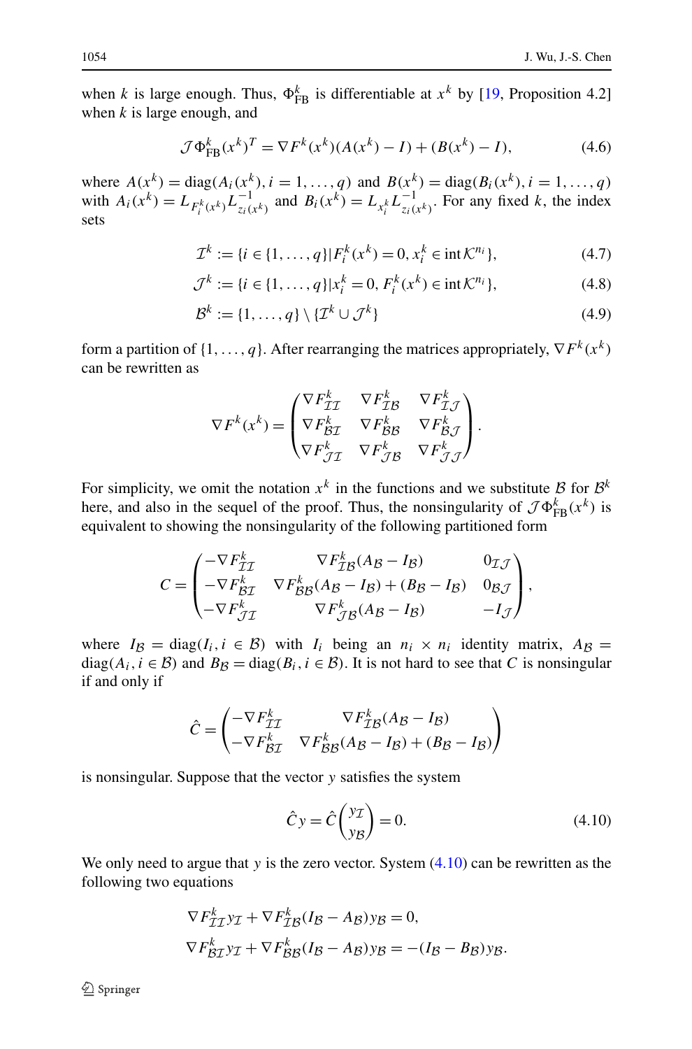when $k$ is large enough. Thus, $\Phi_{\rm FB}^k$ is differentiable at $x^k$ by [19, Proposition 4.2] when $k$ is large enough, and

$$\mathcal{J}\Phi_{\rm FB}^k(x^k)^T = \nabla F^k(x^k)(A(x^k) - I) + (B(x^k) - I), \tag{4.6}$$

where $A(x^k) = \operatorname{diag}(A_i(x^k), i = 1, \ldots, q)$ and $B(x^k) = \operatorname{diag}(B_i(x^k), i = 1, \ldots, q)$ with $A_i(x^k) = L_{F_i^k(x^k)} L_{z_i(x^k)}^{-1}$ and $B_i(x^k) = L_{x_i^k} L_{z_i(x^k)}^{-1}$. For any fixed $k$, the index sets

$$\mathcal{I}^k := \{i \in \{1, \ldots, q\} | F_i^k(x^k) = 0, x_i^k \in \operatorname{int} \mathcal{K}^{n_i}\}, \tag{4.7}$$

$$\mathcal{J}^k := \{i \in \{1, \ldots, q\} | x_i^k = 0, F_i^k(x^k) \in \operatorname{int} \mathcal{K}^{n_i}\}, \tag{4.8}$$

$$\mathcal{B}^k := \{1, \ldots, q\} \setminus \{\mathcal{I}^k \cup \mathcal{J}^k\} \tag{4.9}$$

form a partition of $\{1, \ldots, q\}$. After rearranging the matrices appropriately, $\nabla F^k(x^k)$ can be rewritten as

$$\nabla F^k(x^k) = \begin{pmatrix} \nabla F^k_{\mathcal{I}\mathcal{I}} & \nabla F^k_{\mathcal{I}\mathcal{B}} & \nabla F^k_{\mathcal{I}\mathcal{J}} \\ \nabla F^k_{\mathcal{B}\mathcal{I}} & \nabla F^k_{\mathcal{B}\mathcal{B}} & \nabla F^k_{\mathcal{B}\mathcal{J}} \\ \nabla F^k_{\mathcal{J}\mathcal{I}} & \nabla F^k_{\mathcal{J}\mathcal{B}} & \nabla F^k_{\mathcal{J}\mathcal{J}} \end{pmatrix}.$$

For simplicity, we omit the notation $x^k$ in the functions and we substitute $\mathcal{B}$ for $\mathcal{B}^k$ here, and also in the sequel of the proof. Thus, the nonsingularity of $\mathcal{J}\Phi_{\rm FB}^k(x^k)$ is equivalent to showing the nonsingularity of the following partitioned form

$$C = \begin{pmatrix} -\nabla F^k_{\mathcal{I}\mathcal{I}} & \nabla F^k_{\mathcal{I}\mathcal{B}}(A_{\mathcal{B}} - I_{\mathcal{B}}) & 0_{\mathcal{I}\mathcal{J}} \\ -\nabla F^k_{\mathcal{B}\mathcal{I}} & \nabla F^k_{\mathcal{B}\mathcal{B}}(A_{\mathcal{B}} - I_{\mathcal{B}}) + (B_{\mathcal{B}} - I_{\mathcal{B}}) & 0_{\mathcal{B}\mathcal{J}} \\ -\nabla F^k_{\mathcal{J}\mathcal{I}} & \nabla F^k_{\mathcal{J}\mathcal{B}}(A_{\mathcal{B}} - I_{\mathcal{B}}) & -I_{\mathcal{J}} \end{pmatrix},$$

where $I_{\mathcal{B}} = \operatorname{diag}(I_i, i \in \mathcal{B})$ with $I_i$ being an $n_i \times n_i$ identity matrix, $A_{\mathcal{B}} = \operatorname{diag}(A_i, i \in \mathcal{B})$ and $B_{\mathcal{B}} = \operatorname{diag}(B_i, i \in \mathcal{B})$. It is not hard to see that $C$ is nonsingular if and only if

$$\hat{C} = \begin{pmatrix} -\nabla F^k_{\mathcal{I}\mathcal{I}} & \nabla F^k_{\mathcal{I}\mathcal{B}}(A_{\mathcal{B}} - I_{\mathcal{B}}) \\ -\nabla F^k_{\mathcal{B}\mathcal{I}} & \nabla F^k_{\mathcal{B}\mathcal{B}}(A_{\mathcal{B}} - I_{\mathcal{B}}) + (B_{\mathcal{B}} - I_{\mathcal{B}}) \end{pmatrix}$$

is nonsingular. Suppose that the vector $y$ satisfies the system

$$\hat{C} y = \hat{C} \begin{pmatrix} y_{\mathcal{I}} \\ y_{\mathcal{B}} \end{pmatrix} = 0. \tag{4.10}$$

We only need to argue that $y$ is the zero vector. System (4.10) can be rewritten as the following two equations

$$\nabla F^k_{\mathcal{I}\mathcal{I}} y_{\mathcal{I}} + \nabla F^k_{\mathcal{I}\mathcal{B}}(I_{\mathcal{B}} - A_{\mathcal{B}}) y_{\mathcal{B}} = 0,$$

$$\nabla F^k_{\mathcal{B}\mathcal{I}} y_{\mathcal{I}} + \nabla F^k_{\mathcal{B}\mathcal{B}}(I_{\mathcal{B}} - A_{\mathcal{B}}) y_{\mathcal{B}} = -(I_{\mathcal{B}} - B_{\mathcal{B}}) y_{\mathcal{B}}.$$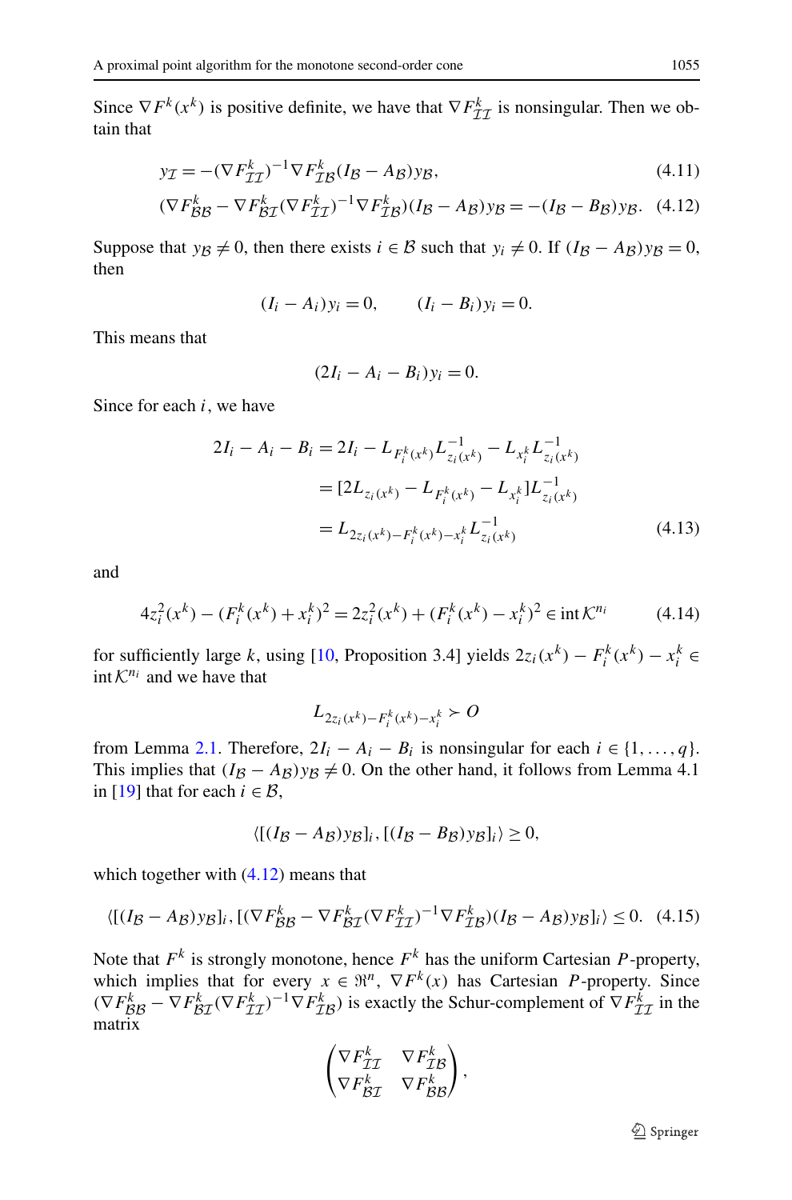Since $\nabla F^k(x^k)$ is positive definite, we have that $\nabla F^k_{\mathcal{I}\mathcal{I}}$ is nonsingular. Then we obtain that

$$y_{\mathcal{I}} = -(\nabla F^k_{\mathcal{I}\mathcal{I}})^{-1} \nabla F^k_{\mathcal{I}\mathcal{B}} (I_{\mathcal{B}} - A_{\mathcal{B}}) y_{\mathcal{B}}, \tag{4.11}$$

$$(\nabla F^k_{\mathcal{B}\mathcal{B}} - \nabla F^k_{\mathcal{B}\mathcal{I}} (\nabla F^k_{\mathcal{I}\mathcal{I}})^{-1} \nabla F^k_{\mathcal{I}\mathcal{B}})(I_{\mathcal{B}} - A_{\mathcal{B}}) y_{\mathcal{B}} = -(I_{\mathcal{B}} - B_{\mathcal{B}}) y_{\mathcal{B}}. \tag{4.12}$$

Suppose that $y_{\mathcal{B}} \neq 0$, then there exists $i \in \mathcal{B}$ such that $y_i \neq 0$. If $(I_{\mathcal{B}} - A_{\mathcal{B}}) y_{\mathcal{B}} = 0$, then

$$(I_i - A_i) y_i = 0, \qquad (I_i - B_i) y_i = 0.$$

This means that

$$(2I_i - A_i - B_i) y_i = 0.$$

Since for each $i$, we have

$$\begin{aligned}
2I_i - A_i - B_i &= 2I_i - L_{F_i^k(x^k)} L^{-1}_{z_i(x^k)} - L_{x_i^k} L^{-1}_{z_i(x^k)} \\
&= [2L_{z_i(x^k)} - L_{F_i^k(x^k)} - L_{x_i^k}] L^{-1}_{z_i(x^k)} \\
&= L_{2z_i(x^k) - F_i^k(x^k) - x_i^k} L^{-1}_{z_i(x^k)}
\end{aligned} \tag{4.13}$$

and

$$4z_i^2(x^k) - (F_i^k(x^k) + x_i^k)^2 = 2z_i^2(x^k) + (F_i^k(x^k) - x_i^k)^2 \in \operatorname{int} \mathcal{K}^{n_i} \tag{4.14}$$

for sufficiently large $k$, using [10, Proposition 3.4] yields $2z_i(x^k) - F_i^k(x^k) - x_i^k \in \operatorname{int} \mathcal{K}^{n_i}$ and we have that

$$L_{2z_i(x^k) - F_i^k(x^k) - x_i^k} \succ O$$

from Lemma 2.1. Therefore, $2I_i - A_i - B_i$ is nonsingular for each $i \in \{1, \ldots, q\}$. This implies that $(I_{\mathcal{B}} - A_{\mathcal{B}}) y_{\mathcal{B}} \neq 0$. On the other hand, it follows from Lemma 4.1 in [19] that for each $i \in \mathcal{B}$,

$$\langle [(I_{\mathcal{B}} - A_{\mathcal{B}}) y_{\mathcal{B}}]_i, [(I_{\mathcal{B}} - B_{\mathcal{B}}) y_{\mathcal{B}}]_i \rangle \geq 0,$$

which together with (4.12) means that

$$\langle [(I_{\mathcal{B}} - A_{\mathcal{B}}) y_{\mathcal{B}}]_i, [(\nabla F^k_{\mathcal{B}\mathcal{B}} - \nabla F^k_{\mathcal{B}\mathcal{I}} (\nabla F^k_{\mathcal{I}\mathcal{I}})^{-1} \nabla F^k_{\mathcal{I}\mathcal{B}})(I_{\mathcal{B}} - A_{\mathcal{B}}) y_{\mathcal{B}}]_i \rangle \leq 0. \tag{4.15}$$

Note that $F^k$ is strongly monotone, hence $F^k$ has the uniform Cartesian $P$-property, which implies that for every $x \in \Re^n$, $\nabla F^k(x)$ has Cartesian $P$-property. Since $(\nabla F^k_{\mathcal{B}\mathcal{B}} - \nabla F^k_{\mathcal{B}\mathcal{I}} (\nabla F^k_{\mathcal{I}\mathcal{I}})^{-1} \nabla F^k_{\mathcal{I}\mathcal{B}})$ is exactly the Schur-complement of $\nabla F^k_{\mathcal{I}\mathcal{I}}$ in the matrix

$$\begin{pmatrix} \nabla F^k_{\mathcal{I}\mathcal{I}} & \nabla F^k_{\mathcal{I}\mathcal{B}} \\ \nabla F^k_{\mathcal{B}\mathcal{I}} & \nabla F^k_{\mathcal{B}\mathcal{B}} \end{pmatrix},$$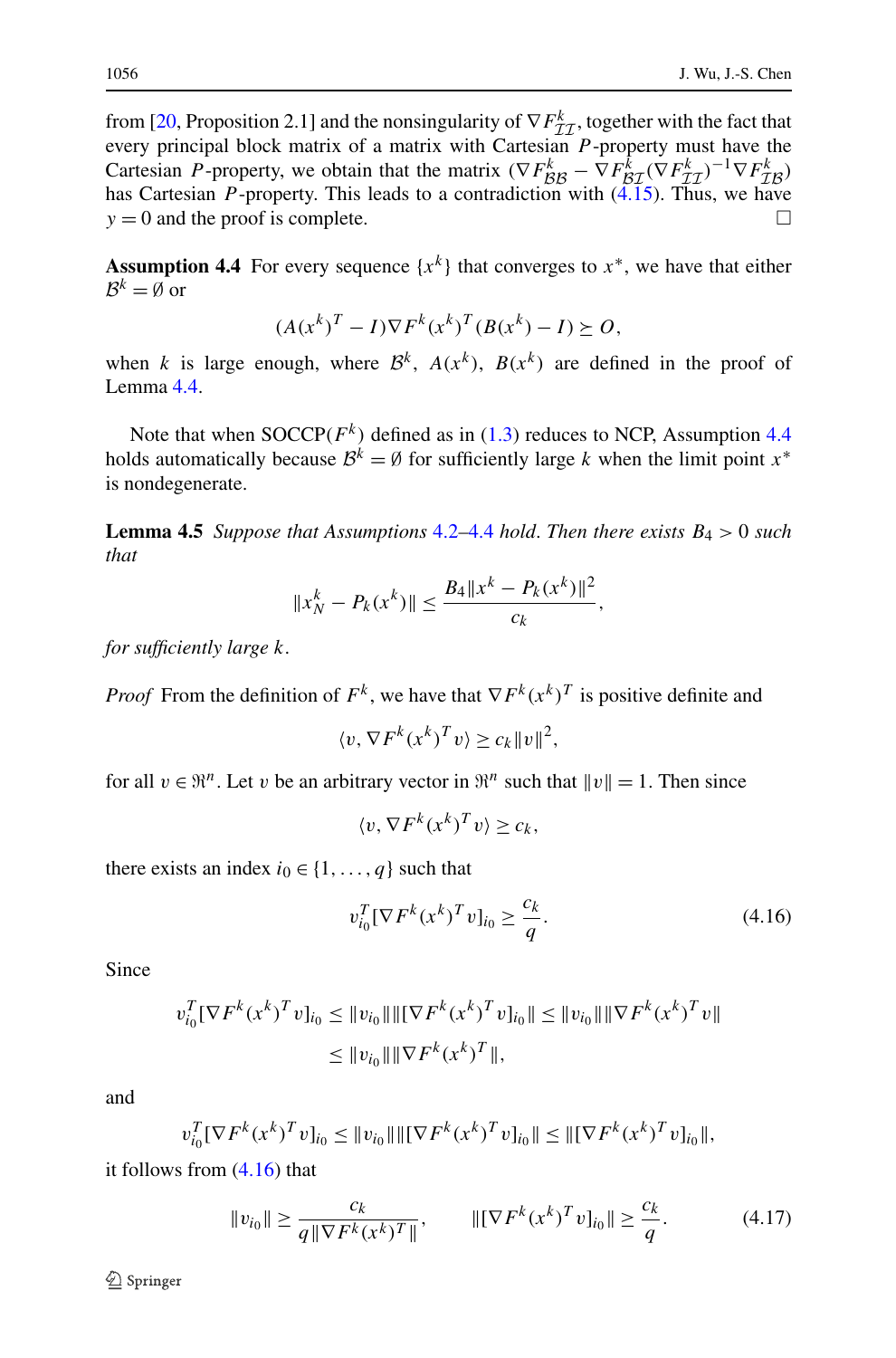from [20, Proposition 2.1] and the nonsingularity of $\nabla F^k_{\mathcal{I}\mathcal{I}}$, together with the fact that every principal block matrix of a matrix with Cartesian $P$-property must have the Cartesian $P$-property, we obtain that the matrix $(\nabla F^k_{\mathcal{B}\mathcal{B}} - \nabla F^k_{\mathcal{B}\mathcal{I}}(\nabla F^k_{\mathcal{I}\mathcal{I}})^{-1}\nabla F^k_{\mathcal{I}\mathcal{B}})$ has Cartesian $P$-property. This leads to a contradiction with (4.15). Thus, we have $y = 0$ and the proof is complete. $\square$

**Assumption 4.4** For every sequence $\{x^k\}$ that converges to $x^*$, we have that either $\mathcal{B}^k = \emptyset$ or

$$(A(x^k)^T - I)\nabla F^k(x^k)^T(B(x^k) - I) \succeq O,$$

when $k$ is large enough, where $\mathcal{B}^k$, $A(x^k)$, $B(x^k)$ are defined in the proof of Lemma 4.4.

Note that when SOCCP($F^k$) defined as in (1.3) reduces to NCP, Assumption 4.4 holds automatically because $\mathcal{B}^k = \emptyset$ for sufficiently large $k$ when the limit point $x^*$ is nondegenerate.

**Lemma 4.5** *Suppose that Assumptions 4.2–4.4 hold. Then there exists $B_4 > 0$ such that*

$$\|x_N^k - P_k(x^k)\| \le \frac{B_4\|x^k - P_k(x^k)\|^2}{c_k},$$

*for sufficiently large $k$.*

*Proof* From the definition of $F^k$, we have that $\nabla F^k(x^k)^T$ is positive definite and

$$\langle v, \nabla F^k(x^k)^T v\rangle \ge c_k\|v\|^2,$$

for all $v \in \Re^n$. Let $v$ be an arbitrary vector in $\Re^n$ such that $\|v\| = 1$. Then since

$$\langle v, \nabla F^k(x^k)^T v\rangle \ge c_k,$$

there exists an index $i_0 \in \{1, \ldots, q\}$ such that

$$v_{i_0}^T[\nabla F^k(x^k)^T v]_{i_0} \ge \frac{c_k}{q}. \tag{4.16}$$

Since

$$\begin{aligned} v_{i_0}^T[\nabla F^k(x^k)^T v]_{i_0} &\le \|v_{i_0}\|\|[\nabla F^k(x^k)^T v]_{i_0}\| \le \|v_{i_0}\|\|\nabla F^k(x^k)^T v\| \\ &\le \|v_{i_0}\|\|\nabla F^k(x^k)^T\|, \end{aligned}$$

and

$$v_{i_0}^T[\nabla F^k(x^k)^T v]_{i_0} \le \|v_{i_0}\|\|[\nabla F^k(x^k)^T v]_{i_0}\| \le \|[\nabla F^k(x^k)^T v]_{i_0}\|,$$

it follows from (4.16) that

$$\|v_{i_0}\| \ge \frac{c_k}{q\|\nabla F^k(x^k)^T\|}, \qquad \|[\nabla F^k(x^k)^T v]_{i_0}\| \ge \frac{c_k}{q}. \tag{4.17}$$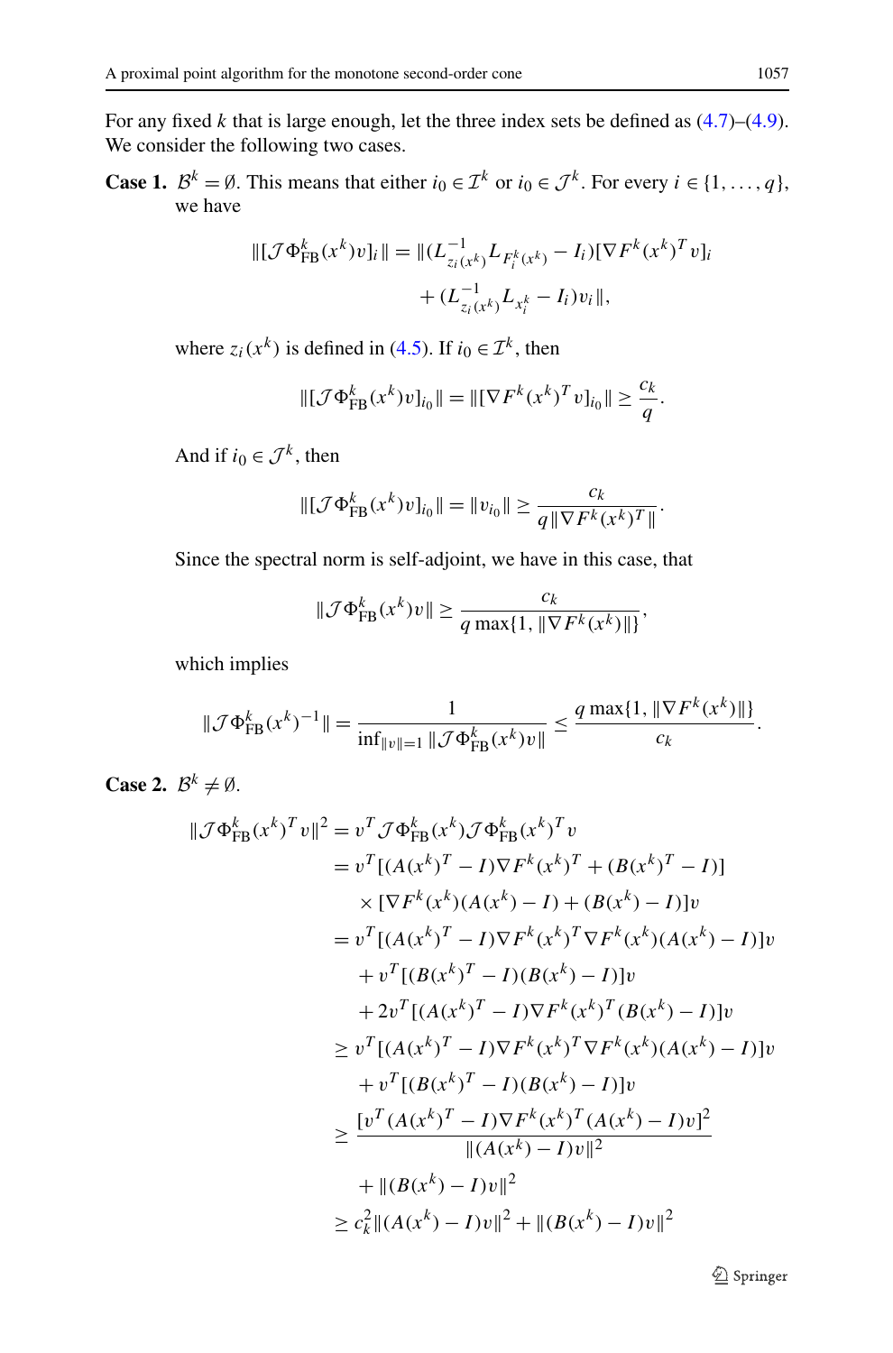For any fixed $k$ that is large enough, let the three index sets be defined as (4.7)–(4.9). We consider the following two cases.

**Case 1.** $\mathcal{B}^k = \emptyset$. This means that either $i_0 \in \mathcal{I}^k$ or $i_0 \in \mathcal{J}^k$. For every $i \in \{1, \ldots, q\}$, we have

$$\|[\mathcal{J}\Phi_{\mathrm{FB}}^k(x^k)v]_i\| = \|(L_{z_i(x^k)}^{-1} L_{F_i^k(x^k)} - I_i)[\nabla F^k(x^k)^T v]_i + (L_{z_i(x^k)}^{-1} L_{x_i^k} - I_i)v_i\|,$$

where $z_i(x^k)$ is defined in (4.5). If $i_0 \in \mathcal{I}^k$, then

$$\|[\mathcal{J}\Phi_{\mathrm{FB}}^k(x^k)v]_{i_0}\| = \|[\nabla F^k(x^k)^T v]_{i_0}\| \geq \frac{c_k}{q}.$$

And if $i_0 \in \mathcal{J}^k$, then

$$\|[\mathcal{J}\Phi_{\mathrm{FB}}^k(x^k)v]_{i_0}\| = \|v_{i_0}\| \geq \frac{c_k}{q\|\nabla F^k(x^k)^T\|}.$$

Since the spectral norm is self-adjoint, we have in this case, that

$$\|\mathcal{J}\Phi_{\mathrm{FB}}^k(x^k)v\| \geq \frac{c_k}{q \max\{1, \|\nabla F^k(x^k)\|\}},$$

which implies

$$\|\mathcal{J}\Phi_{\mathrm{FB}}^k(x^k)^{-1}\| = \frac{1}{\inf_{\|v\|=1} \|\mathcal{J}\Phi_{\mathrm{FB}}^k(x^k)v\|} \leq \frac{q \max\{1, \|\nabla F^k(x^k)\|\}}{c_k}.$$

**Case 2.** $\mathcal{B}^k \neq \emptyset$.

$$\begin{aligned}
\|\mathcal{J}\Phi_{\mathrm{FB}}^k(x^k)^T v\|^2 &= v^T \mathcal{J}\Phi_{\mathrm{FB}}^k(x^k)\mathcal{J}\Phi_{\mathrm{FB}}^k(x^k)^T v \\
&= v^T[(A(x^k)^T - I)\nabla F^k(x^k)^T + (B(x^k)^T - I)] \\
&\quad \times [\nabla F^k(x^k)(A(x^k) - I) + (B(x^k) - I)]v \\
&= v^T[(A(x^k)^T - I)\nabla F^k(x^k)^T \nabla F^k(x^k)(A(x^k) - I)]v \\
&\quad + v^T[(B(x^k)^T - I)(B(x^k) - I)]v \\
&\quad + 2v^T[(A(x^k)^T - I)\nabla F^k(x^k)^T(B(x^k) - I)]v \\
&\geq v^T[(A(x^k)^T - I)\nabla F^k(x^k)^T \nabla F^k(x^k)(A(x^k) - I)]v \\
&\quad + v^T[(B(x^k)^T - I)(B(x^k) - I)]v \\
&\geq \frac{[v^T(A(x^k)^T - I)\nabla F^k(x^k)^T(A(x^k) - I)v]^2}{\|(A(x^k) - I)v\|^2} \\
&\quad + \|(B(x^k) - I)v\|^2 \\
&\geq c_k^2 \|(A(x^k) - I)v\|^2 + \|(B(x^k) - I)v\|^2
\end{aligned}$$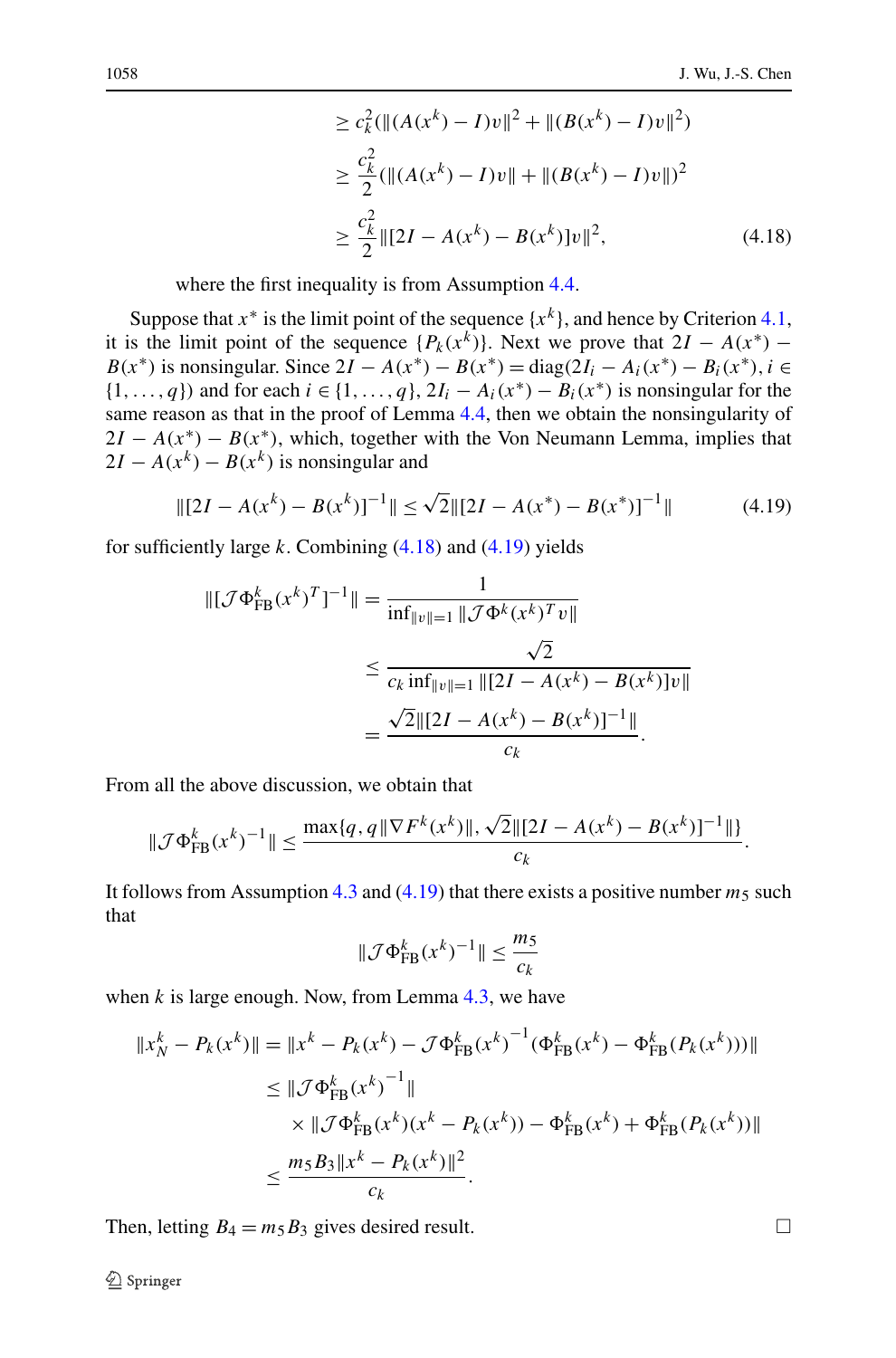$$
\begin{aligned}
&\geq c_k^2(\|(A(x^k)-I)v\|^2+\|(B(x^k)-I)v\|^2)\\
&\geq \frac{c_k^2}{2}(\|(A(x^k)-I)v\|+\|(B(x^k)-I)v\|)^2\\
&\geq \frac{c_k^2}{2}\|[2I-A(x^k)-B(x^k)]v\|^2, \qquad (4.18)
\end{aligned}
$$

where the first inequality is from Assumption 4.4.

Suppose that $x^*$ is the limit point of the sequence $\{x^k\}$, and hence by Criterion 4.1, it is the limit point of the sequence $\{P_k(x^k)\}$. Next we prove that $2I - A(x^*) - B(x^*)$ is nonsingular. Since $2I - A(x^*) - B(x^*) = \mathrm{diag}(2I_i - A_i(x^*) - B_i(x^*), i \in \{1,\dots,q\})$ and for each $i \in \{1,\dots,q\}$, $2I_i - A_i(x^*) - B_i(x^*)$ is nonsingular for the same reason as that in the proof of Lemma 4.4, then we obtain the nonsingularity of $2I - A(x^*) - B(x^*)$, which, together with the Von Neumann Lemma, implies that $2I - A(x^k) - B(x^k)$ is nonsingular and

$$
\|[2I-A(x^k)-B(x^k)]^{-1}\| \leq \sqrt{2}\|[2I-A(x^*)-B(x^*)]^{-1}\| \qquad (4.19)
$$

for sufficiently large $k$. Combining (4.18) and (4.19) yields

$$
\begin{aligned}
\|[\mathcal{J}\Phi_{\mathrm{FB}}^k(x^k)^T]^{-1}\| &= \frac{1}{\inf_{\|v\|=1}\|\mathcal{J}\Phi^k(x^k)^T v\|}\\
&\leq \frac{\sqrt{2}}{c_k \inf_{\|v\|=1}\|[2I-A(x^k)-B(x^k)]v\|}\\
&= \frac{\sqrt{2}\|[2I-A(x^k)-B(x^k)]^{-1}\|}{c_k}.
\end{aligned}
$$

From all the above discussion, we obtain that

$$
\|\mathcal{J}\Phi_{\mathrm{FB}}^k(x^k)^{-1}\| \leq \frac{\max\{q, q\|\nabla F^k(x^k)\|, \sqrt{2}\|[2I-A(x^k)-B(x^k)]^{-1}\|\}}{c_k}.
$$

It follows from Assumption 4.3 and (4.19) that there exists a positive number $m_5$ such that

$$
\|\mathcal{J}\Phi_{\mathrm{FB}}^k(x^k)^{-1}\| \leq \frac{m_5}{c_k}
$$

when $k$ is large enough. Now, from Lemma 4.3, we have

$$
\begin{aligned}
\|x_N^k - P_k(x^k)\| &= \|x^k - P_k(x^k) - \mathcal{J}\Phi_{\mathrm{FB}}^k(x^k)^{-1}(\Phi_{\mathrm{FB}}^k(x^k) - \Phi_{\mathrm{FB}}^k(P_k(x^k)))\|\\
&\leq \|\mathcal{J}\Phi_{\mathrm{FB}}^k(x^k)^{-1}\|\\
&\quad \times \|\mathcal{J}\Phi_{\mathrm{FB}}^k(x^k)(x^k - P_k(x^k)) - \Phi_{\mathrm{FB}}^k(x^k) + \Phi_{\mathrm{FB}}^k(P_k(x^k))\|\\
&\leq \frac{m_5 B_3\|x^k - P_k(x^k)\|^2}{c_k}.
\end{aligned}
$$

Then, letting $B_4 = m_5 B_3$ gives desired result. □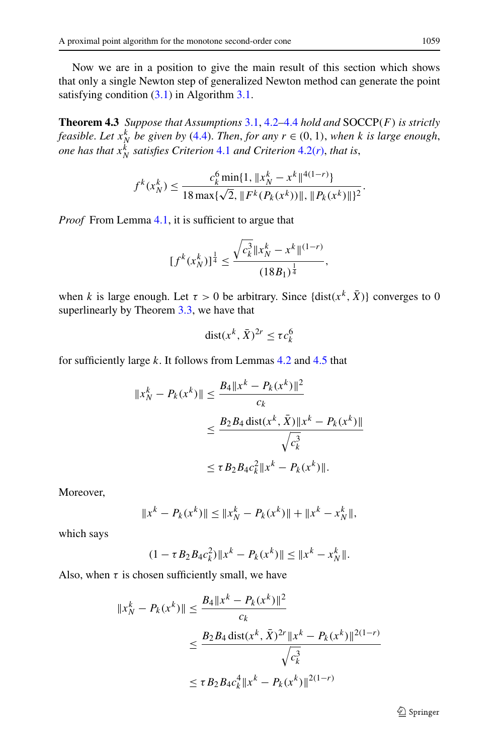Now we are in a position to give the main result of this section which shows that only a single Newton step of generalized Newton method can generate the point satisfying condition (3.1) in Algorithm 3.1.

**Theorem 4.3** *Suppose that Assumptions 3.1, 4.2–4.4 hold and* SOCCP($F$) *is strictly feasible. Let* $x_N^k$ *be given by (4.4). Then, for any* $r \in (0, 1)$, *when* $k$ *is large enough, one has that* $x_N^k$ *satisfies Criterion 4.1 and Criterion 4.2(r), that is,*

$$f^k(x_N^k) \le \frac{c_k^6 \min\{1, \|x_N^k - x^k\|^{4(1-r)}\}}{18 \max\{\sqrt{2}, \|F^k(P_k(x^k))\|, \|P_k(x^k)\|\}^2}.$$

*Proof* From Lemma 4.1, it is sufficient to argue that

$$[f^k(x_N^k)]^{\frac{1}{4}} \le \frac{\sqrt{c_k^3}\|x_N^k - x^k\|^{(1-r)}}{(18B_1)^{\frac{1}{4}}},$$

when $k$ is large enough. Let $\tau > 0$ be arbitrary. Since $\{\mathrm{dist}(x^k, \bar{X})\}$ converges to 0 superlinearly by Theorem 3.3, we have that

$$\mathrm{dist}(x^k, \bar{X})^{2r} \le \tau c_k^6$$

for sufficiently large $k$. It follows from Lemmas 4.2 and 4.5 that

$$\begin{aligned}
\|x_N^k - P_k(x^k)\| &\le \frac{B_4\|x^k - P_k(x^k)\|^2}{c_k} \\
&\le \frac{B_2 B_4 \,\mathrm{dist}(x^k, \bar{X})\|x^k - P_k(x^k)\|}{\sqrt{c_k^3}} \\
&\le \tau B_2 B_4 c_k^2 \|x^k - P_k(x^k)\|.
\end{aligned}$$

Moreover,

$$\|x^k - P_k(x^k)\| \le \|x_N^k - P_k(x^k)\| + \|x^k - x_N^k\|,$$

which says

$$(1 - \tau B_2 B_4 c_k^2)\|x^k - P_k(x^k)\| \le \|x^k - x_N^k\|.$$

Also, when $\tau$ is chosen sufficiently small, we have

$$\begin{aligned}
\|x_N^k - P_k(x^k)\| &\le \frac{B_4\|x^k - P_k(x^k)\|^2}{c_k} \\
&\le \frac{B_2 B_4 \,\mathrm{dist}(x^k, \bar{X})^{2r}\|x^k - P_k(x^k)\|^{2(1-r)}}{\sqrt{c_k^3}} \\
&\le \tau B_2 B_4 c_k^4 \|x^k - P_k(x^k)\|^{2(1-r)}
\end{aligned}$$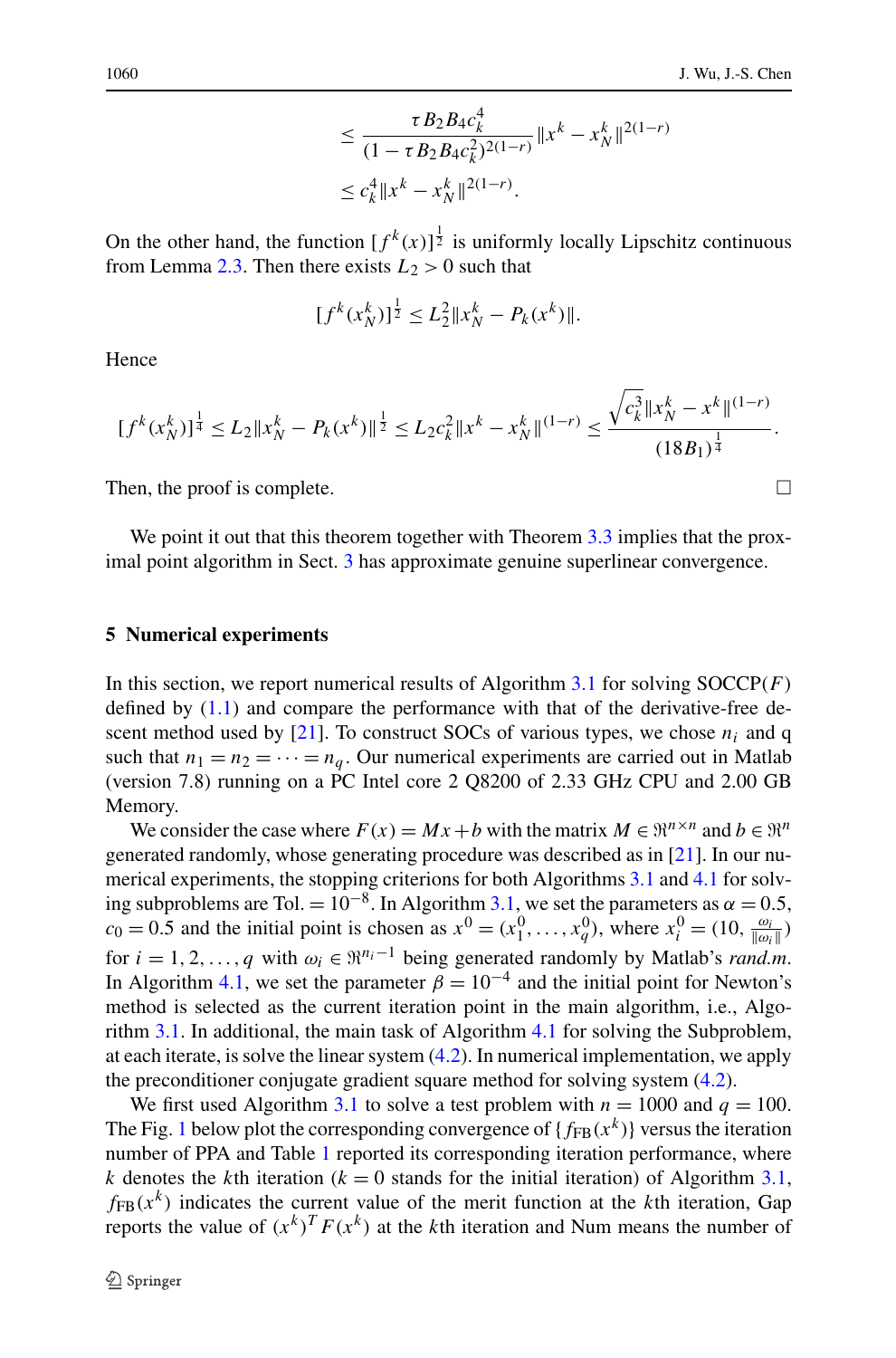$$
\begin{aligned}
&\le \frac{\tau B_2 B_4 c_k^4}{(1-\tau B_2 B_4 c_k^2)^{2(1-r)}} \|x^k - x_N^k\|^{2(1-r)} \\
&\le c_k^4 \|x^k - x_N^k\|^{2(1-r)}.
\end{aligned}
$$

On the other hand, the function $[f^k(x)]^{\frac{1}{2}}$ is uniformly locally Lipschitz continuous from Lemma 2.3. Then there exists $L_2 > 0$ such that

$$
[f^k(x_N^k)]^{\frac{1}{2}} \le L_2^2 \|x_N^k - P_k(x^k)\|.
$$

Hence

$$
[f^k(x_N^k)]^{\frac{1}{4}} \le L_2 \|x_N^k - P_k(x^k)\|^{\frac{1}{2}} \le L_2 c_k^2 \|x^k - x_N^k\|^{(1-r)} \le \frac{\sqrt{c_k^3}\|x_N^k - x^k\|^{(1-r)}}{(18B_1)^{\frac{1}{4}}}.
$$

Then, the proof is complete. □

We point it out that this theorem together with Theorem 3.3 implies that the proximal point algorithm in Sect. 3 has approximate genuine superlinear convergence.

## 5 Numerical experiments

In this section, we report numerical results of Algorithm 3.1 for solving SOCCP($F$) defined by (1.1) and compare the performance with that of the derivative-free descent method used by [21]. To construct SOCs of various types, we chose $n_i$ and q such that $n_1 = n_2 = \cdots = n_q$. Our numerical experiments are carried out in Matlab (version 7.8) running on a PC Intel core 2 Q8200 of 2.33 GHz CPU and 2.00 GB Memory.

We consider the case where $F(x) = Mx + b$ with the matrix $M \in \Re^{n\times n}$ and $b \in \Re^n$ generated randomly, whose generating procedure was described as in [21]. In our numerical experiments, the stopping criterions for both Algorithms 3.1 and 4.1 for solving subproblems are Tol. $= 10^{-8}$. In Algorithm 3.1, we set the parameters as $\alpha = 0.5$, $c_0 = 0.5$ and the initial point is chosen as $x^0 = (x_1^0, \ldots, x_q^0)$, where $x_i^0 = (10, \frac{\omega_i}{\|\omega_i\|})$ for $i = 1, 2, \ldots, q$ with $\omega_i \in \Re^{n_i - 1}$ being generated randomly by Matlab's *rand.m*. In Algorithm 4.1, we set the parameter $\beta = 10^{-4}$ and the initial point for Newton's method is selected as the current iteration point in the main algorithm, i.e., Algorithm 3.1. In additional, the main task of Algorithm 4.1 for solving the Subproblem, at each iterate, is solve the linear system (4.2). In numerical implementation, we apply the preconditioner conjugate gradient square method for solving system (4.2).

We first used Algorithm 3.1 to solve a test problem with $n = 1000$ and $q = 100$. The Fig. 1 below plot the corresponding convergence of $\{f_{\mathrm{FB}}(x^k)\}$ versus the iteration number of PPA and Table 1 reported its corresponding iteration performance, where $k$ denotes the $k$th iteration ($k = 0$ stands for the initial iteration) of Algorithm 3.1, $f_{\mathrm{FB}}(x^k)$ indicates the current value of the merit function at the $k$th iteration, Gap reports the value of $(x^k)^T F(x^k)$ at the $k$th iteration and Num means the number of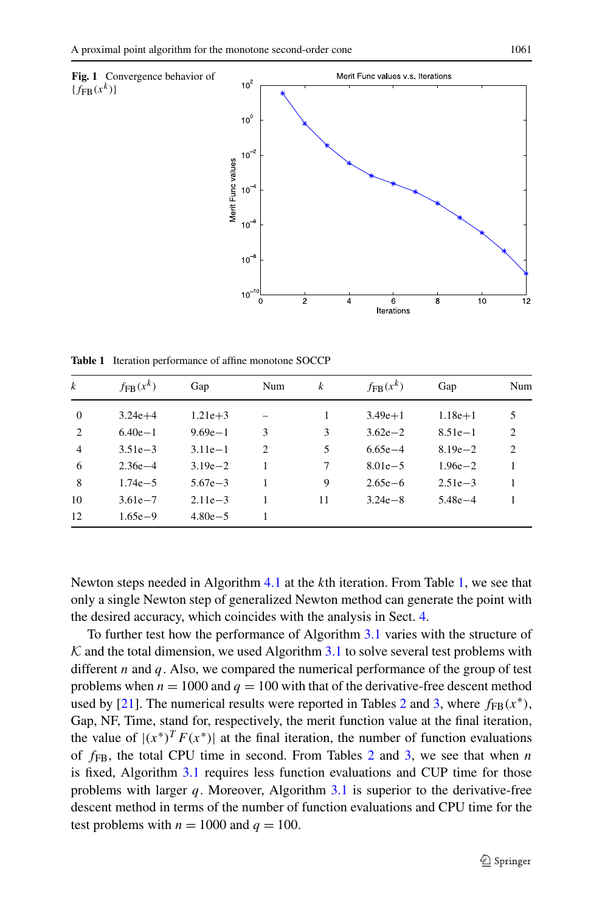**Fig. 1** Convergence behavior of $\{f_{\mathrm{FB}}(x^k)\}$

**Table 1** Iteration performance of affine monotone SOCCP

| $k$ | $f_{\mathrm{FB}}(x^k)$ | Gap | Num | $k$ | $f_{\mathrm{FB}}(x^k)$ | Gap | Num |
|---|---|---|---|---|---|---|---|
| 0 | 3.24e+4 | 1.21e+3 | – | 1 | 3.49e+1 | 1.18e+1 | 5 |
| 2 | 6.40e−1 | 9.69e−1 | 3 | 3 | 3.62e−2 | 8.51e−1 | 2 |
| 4 | 3.51e−3 | 3.11e−1 | 2 | 5 | 6.65e−4 | 8.19e−2 | 2 |
| 6 | 2.36e−4 | 3.19e−2 | 1 | 7 | 8.01e−5 | 1.96e−2 | 1 |
| 8 | 1.74e−5 | 5.67e−3 | 1 | 9 | 2.65e−6 | 2.51e−3 | 1 |
| 10 | 3.61e−7 | 2.11e−3 | 1 | 11 | 3.24e−8 | 5.48e−4 | 1 |
| 12 | 1.65e−9 | 4.80e−5 | 1 | | | | |

Newton steps needed in Algorithm 4.1 at the $k$th iteration. From Table 1, we see that only a single Newton step of generalized Newton method can generate the point with the desired accuracy, which coincides with the analysis in Sect. 4.

To further test how the performance of Algorithm 3.1 varies with the structure of $\mathcal{K}$ and the total dimension, we used Algorithm 3.1 to solve several test problems with different $n$ and $q$. Also, we compared the numerical performance of the group of test problems when $n = 1000$ and $q = 100$ with that of the derivative-free descent method used by [21]. The numerical results were reported in Tables 2 and 3, where $f_{\mathrm{FB}}(x^*)$, Gap, NF, Time, stand for, respectively, the merit function value at the final iteration, the value of $|(x^*)^T F(x^*)|$ at the final iteration, the number of function evaluations of $f_{\mathrm{FB}}$, the total CPU time in second. From Tables 2 and 3, we see that when $n$ is fixed, Algorithm 3.1 requires less function evaluations and CUP time for those problems with larger $q$. Moreover, Algorithm 3.1 is superior to the derivative-free descent method in terms of the number of function evaluations and CPU time for the test problems with $n = 1000$ and $q = 100$.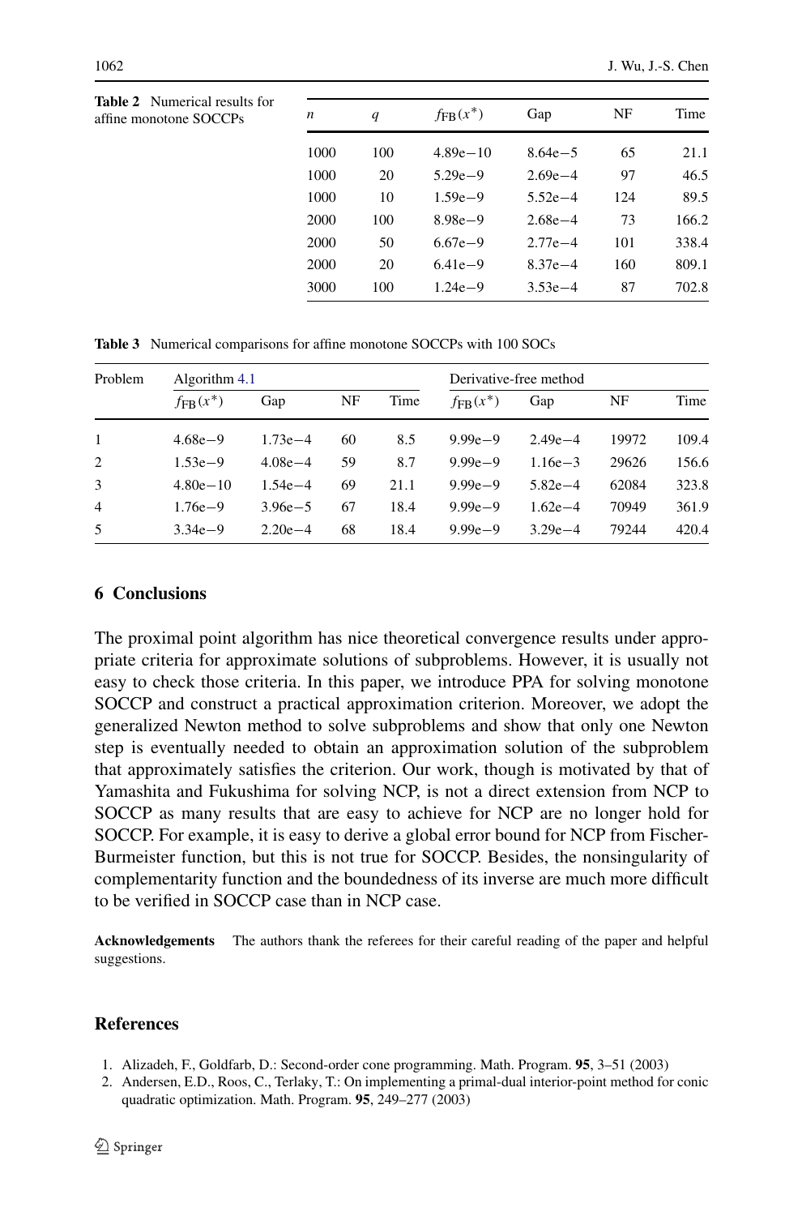**Table 2** Numerical results for affine monotone SOCCPs

| $n$ | $q$ | $f_{\mathrm{FB}}(x^*)$ | Gap | NF | Time |
|---|---|---|---|---|---|
| 1000 | 100 | 4.89e−10 | 8.64e−5 | 65 | 21.1 |
| 1000 | 20 | 5.29e−9 | 2.69e−4 | 97 | 46.5 |
| 1000 | 10 | 1.59e−9 | 5.52e−4 | 124 | 89.5 |
| 2000 | 100 | 8.98e−9 | 2.68e−4 | 73 | 166.2 |
| 2000 | 50 | 6.67e−9 | 2.77e−4 | 101 | 338.4 |
| 2000 | 20 | 6.41e−9 | 8.37e−4 | 160 | 809.1 |
| 3000 | 100 | 1.24e−9 | 3.53e−4 | 87 | 702.8 |

**Table 3** Numerical comparisons for affine monotone SOCCPs with 100 SOCs

| Problem | Algorithm 4.1 | | | | Derivative-free method | | | |
|---|---|---|---|---|---|---|---|---|
| | $f_{\mathrm{FB}}(x^*)$ | Gap | NF | Time | $f_{\mathrm{FB}}(x^*)$ | Gap | NF | Time |
| 1 | 4.68e−9 | 1.73e−4 | 60 | 8.5 | 9.99e−9 | 2.49e−4 | 19972 | 109.4 |
| 2 | 1.53e−9 | 4.08e−4 | 59 | 8.7 | 9.99e−9 | 1.16e−3 | 29626 | 156.6 |
| 3 | 4.80e−10 | 1.54e−4 | 69 | 21.1 | 9.99e−9 | 5.82e−4 | 62084 | 323.8 |
| 4 | 1.76e−9 | 3.96e−5 | 67 | 18.4 | 9.99e−9 | 1.62e−4 | 70949 | 361.9 |
| 5 | 3.34e−9 | 2.20e−4 | 68 | 18.4 | 9.99e−9 | 3.29e−4 | 79244 | 420.4 |

## 6 Conclusions

The proximal point algorithm has nice theoretical convergence results under appropriate criteria for approximate solutions of subproblems. However, it is usually not easy to check those criteria. In this paper, we introduce PPA for solving monotone SOCCP and construct a practical approximation criterion. Moreover, we adopt the generalized Newton method to solve subproblems and show that only one Newton step is eventually needed to obtain an approximation solution of the subproblem that approximately satisfies the criterion. Our work, though is motivated by that of Yamashita and Fukushima for solving NCP, is not a direct extension from NCP to SOCCP as many results that are easy to achieve for NCP are no longer hold for SOCCP. For example, it is easy to derive a global error bound for NCP from Fischer-Burmeister function, but this is not true for SOCCP. Besides, the nonsingularity of complementarity function and the boundedness of its inverse are much more difficult to be verified in SOCCP case than in NCP case.

**Acknowledgements** The authors thank the referees for their careful reading of the paper and helpful suggestions.

## References

1. Alizadeh, F., Goldfarb, D.: Second-order cone programming. Math. Program. **95**, 3–51 (2003)
2. Andersen, E.D., Roos, C., Terlaky, T.: On implementing a primal-dual interior-point method for conic quadratic optimization. Math. Program. **95**, 249–277 (2003)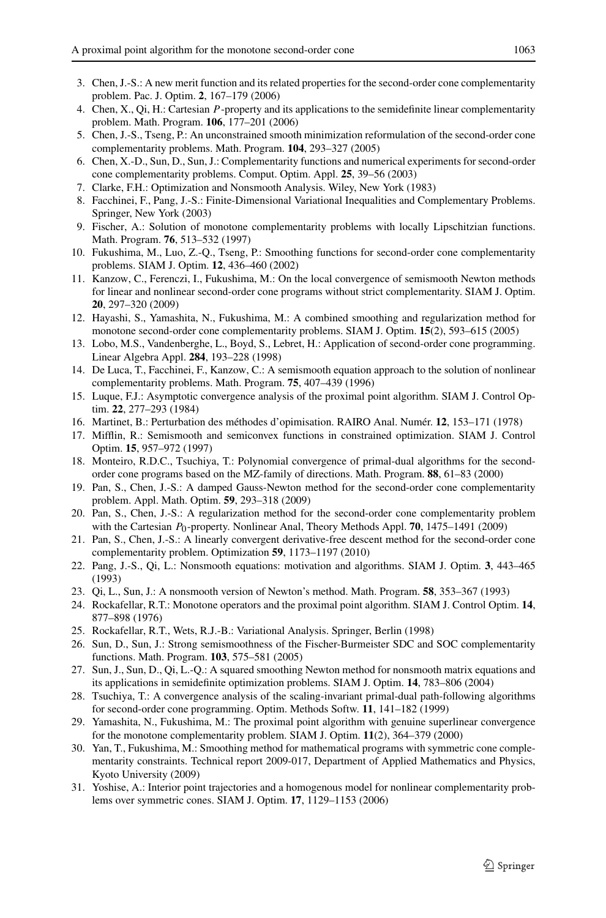3. Chen, J.-S.: A new merit function and its related properties for the second-order cone complementarity problem. Pac. J. Optim. **2**, 167–179 (2006)
4. Chen, X., Qi, H.: Cartesian $P$-property and its applications to the semidefinite linear complementarity problem. Math. Program. **106**, 177–201 (2006)
5. Chen, J.-S., Tseng, P.: An unconstrained smooth minimization reformulation of the second-order cone complementarity problems. Math. Program. **104**, 293–327 (2005)
6. Chen, X.-D., Sun, D., Sun, J.: Complementarity functions and numerical experiments for second-order cone complementarity problems. Comput. Optim. Appl. **25**, 39–56 (2003)
7. Clarke, F.H.: Optimization and Nonsmooth Analysis. Wiley, New York (1983)
8. Facchinei, F., Pang, J.-S.: Finite-Dimensional Variational Inequalities and Complementary Problems. Springer, New York (2003)
9. Fischer, A.: Solution of monotone complementarity problems with locally Lipschitzian functions. Math. Program. **76**, 513–532 (1997)
10. Fukushima, M., Luo, Z.-Q., Tseng, P.: Smoothing functions for second-order cone complementarity problems. SIAM J. Optim. **12**, 436–460 (2002)
11. Kanzow, C., Ferenczi, I., Fukushima, M.: On the local convergence of semismooth Newton methods for linear and nonlinear second-order cone programs without strict complementarity. SIAM J. Optim. **20**, 297–320 (2009)
12. Hayashi, S., Yamashita, N., Fukushima, M.: A combined smoothing and regularization method for monotone second-order cone complementarity problems. SIAM J. Optim. **15**(2), 593–615 (2005)
13. Lobo, M.S., Vandenberghe, L., Boyd, S., Lebret, H.: Application of second-order cone programming. Linear Algebra Appl. **284**, 193–228 (1998)
14. De Luca, T., Facchinei, F., Kanzow, C.: A semismooth equation approach to the solution of nonlinear complementarity problems. Math. Program. **75**, 407–439 (1996)
15. Luque, F.J.: Asymptotic convergence analysis of the proximal point algorithm. SIAM J. Control Optim. **22**, 277–293 (1984)
16. Martinet, B.: Perturbation des méthodes d'opimisation. RAIRO Anal. Numér. **12**, 153–171 (1978)
17. Mifflin, R.: Semismooth and semiconvex functions in constrained optimization. SIAM J. Control Optim. **15**, 957–972 (1997)
18. Monteiro, R.D.C., Tsuchiya, T.: Polynomial convergence of primal-dual algorithms for the second-order cone programs based on the MZ-family of directions. Math. Program. **88**, 61–83 (2000)
19. Pan, S., Chen, J.-S.: A damped Gauss-Newton method for the second-order cone complementarity problem. Appl. Math. Optim. **59**, 293–318 (2009)
20. Pan, S., Chen, J.-S.: A regularization method for the second-order cone complementarity problem with the Cartesian $P_0$-property. Nonlinear Anal, Theory Methods Appl. **70**, 1475–1491 (2009)
21. Pan, S., Chen, J.-S.: A linearly convergent derivative-free descent method for the second-order cone complementarity problem. Optimization **59**, 1173–1197 (2010)
22. Pang, J.-S., Qi, L.: Nonsmooth equations: motivation and algorithms. SIAM J. Optim. **3**, 443–465 (1993)
23. Qi, L., Sun, J.: A nonsmooth version of Newton's method. Math. Program. **58**, 353–367 (1993)
24. Rockafellar, R.T.: Monotone operators and the proximal point algorithm. SIAM J. Control Optim. **14**, 877–898 (1976)
25. Rockafellar, R.T., Wets, R.J.-B.: Variational Analysis. Springer, Berlin (1998)
26. Sun, D., Sun, J.: Strong semismoothness of the Fischer-Burmeister SDC and SOC complementarity functions. Math. Program. **103**, 575–581 (2005)
27. Sun, J., Sun, D., Qi, L.-Q.: A squared smoothing Newton method for nonsmooth matrix equations and its applications in semidefinite optimization problems. SIAM J. Optim. **14**, 783–806 (2004)
28. Tsuchiya, T.: A convergence analysis of the scaling-invariant primal-dual path-following algorithms for second-order cone programming. Optim. Methods Softw. **11**, 141–182 (1999)
29. Yamashita, N., Fukushima, M.: The proximal point algorithm with genuine superlinear convergence for the monotone complementarity problem. SIAM J. Optim. **11**(2), 364–379 (2000)
30. Yan, T., Fukushima, M.: Smoothing method for mathematical programs with symmetric cone complementarity constraints. Technical report 2009-017, Department of Applied Mathematics and Physics, Kyoto University (2009)
31. Yoshise, A.: Interior point trajectories and a homogenous model for nonlinear complementarity problems over symmetric cones. SIAM J. Optim. **17**, 1129–1153 (2006)